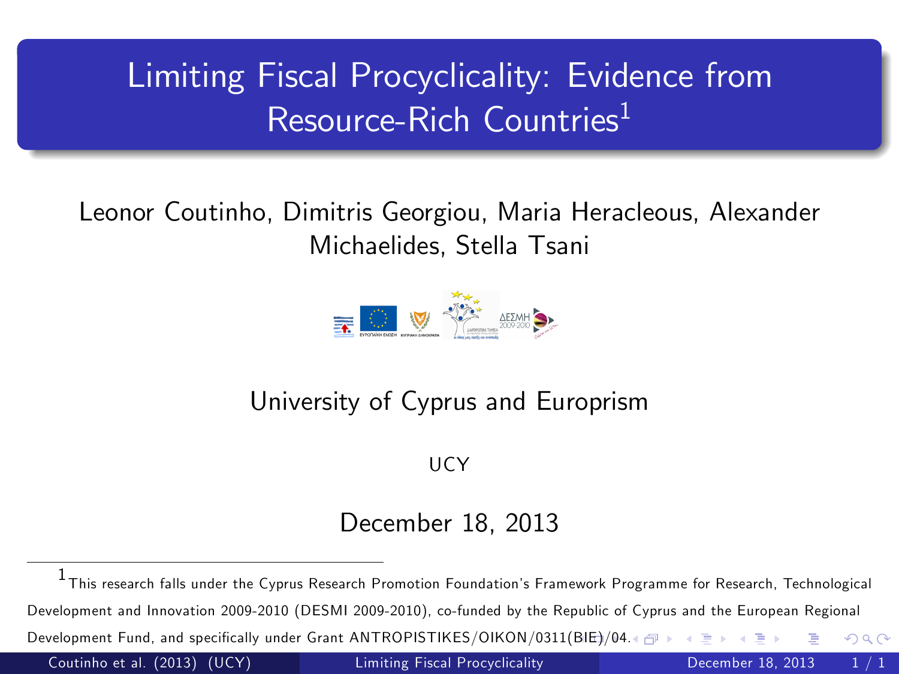# Limiting Fiscal Procyclicality: Evidence from Resource-Rich Countries[1]

Leonor Coutinho, Dimitris Georgiou, Maria Heracleous, Alexander Michaelides, Stella Tsani

University of Cyprus and Europrism

UCY

December 18, 2013

[1] This research falls under the Cyprus Research Promotion Foundation's Framework Programme for Research, Technological Development and Innovation 2009-2010 (DESMI 2009-2010), co-funded by the Republic of Cyprus and the European Regional Development Fund, and specifically under Grant ANTROPISTIKES/OIKON/0311(BIE)/04.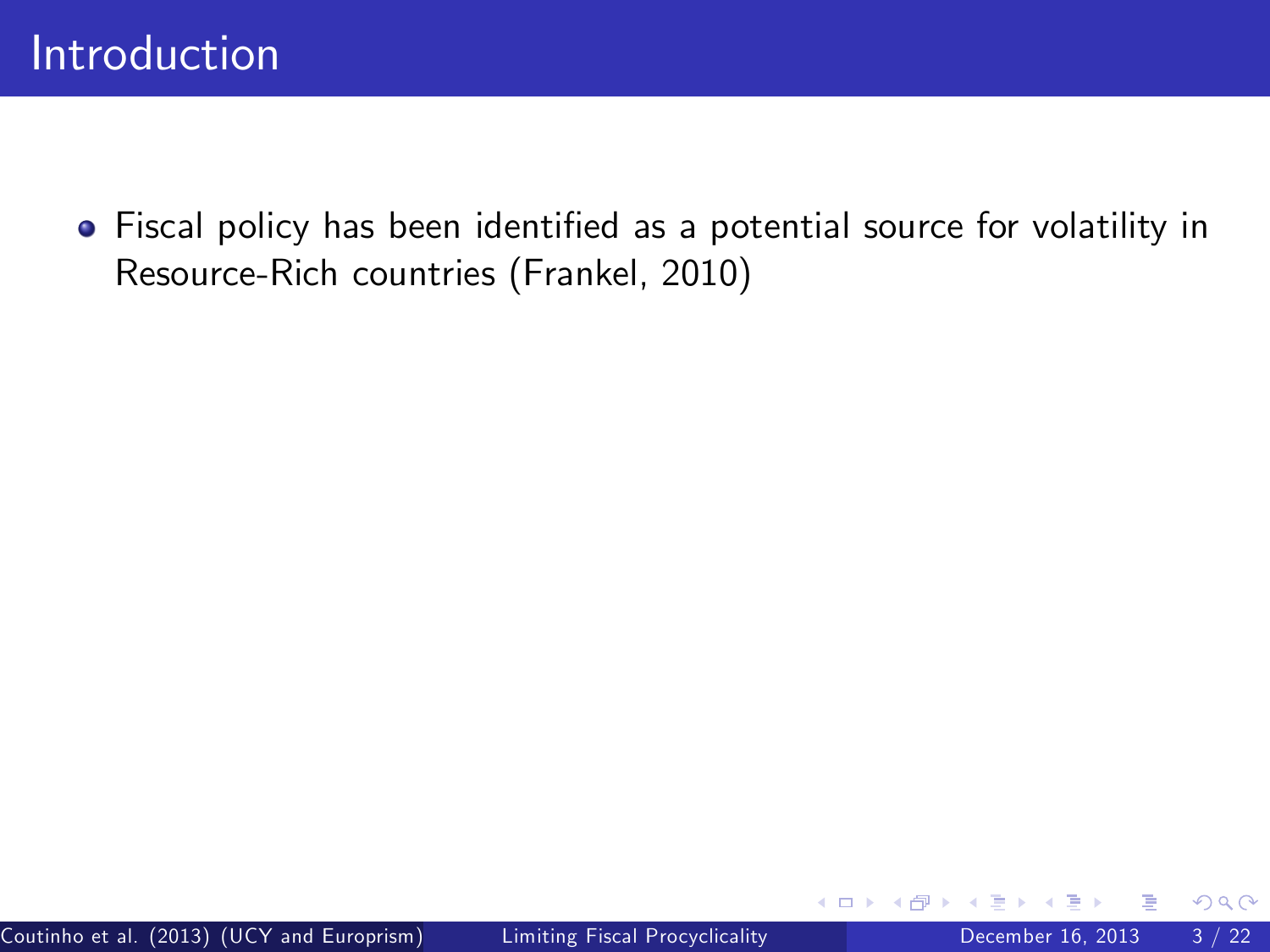# Introduction

- Fiscal policy has been identified as a potential source for volatility in Resource-Rich countries (Frankel, 2010)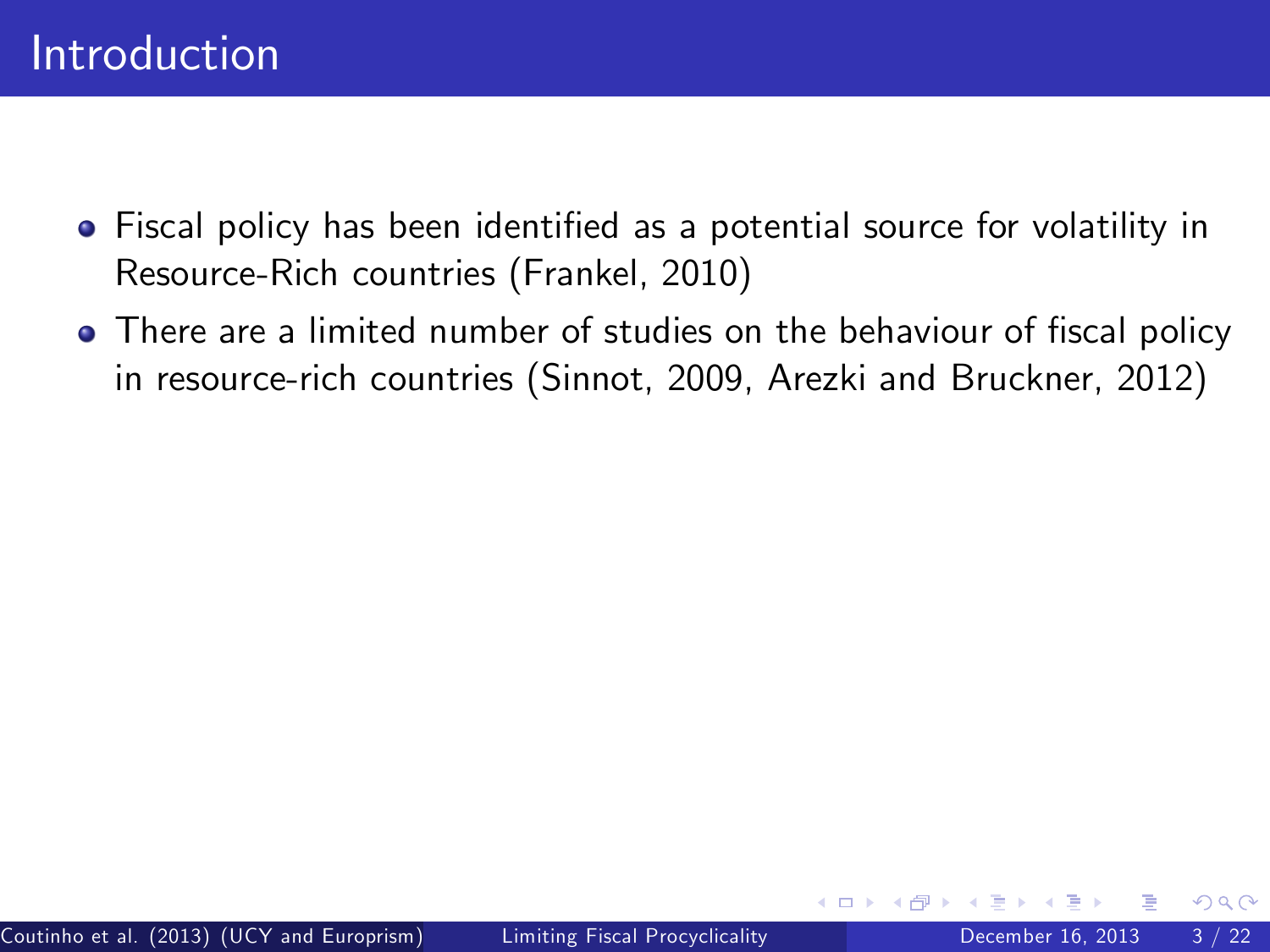# Introduction

- Fiscal policy has been identified as a potential source for volatility in Resource-Rich countries (Frankel, 2010)
- There are a limited number of studies on the behaviour of fiscal policy in resource-rich countries (Sinnot, 2009, Arezki and Bruckner, 2012)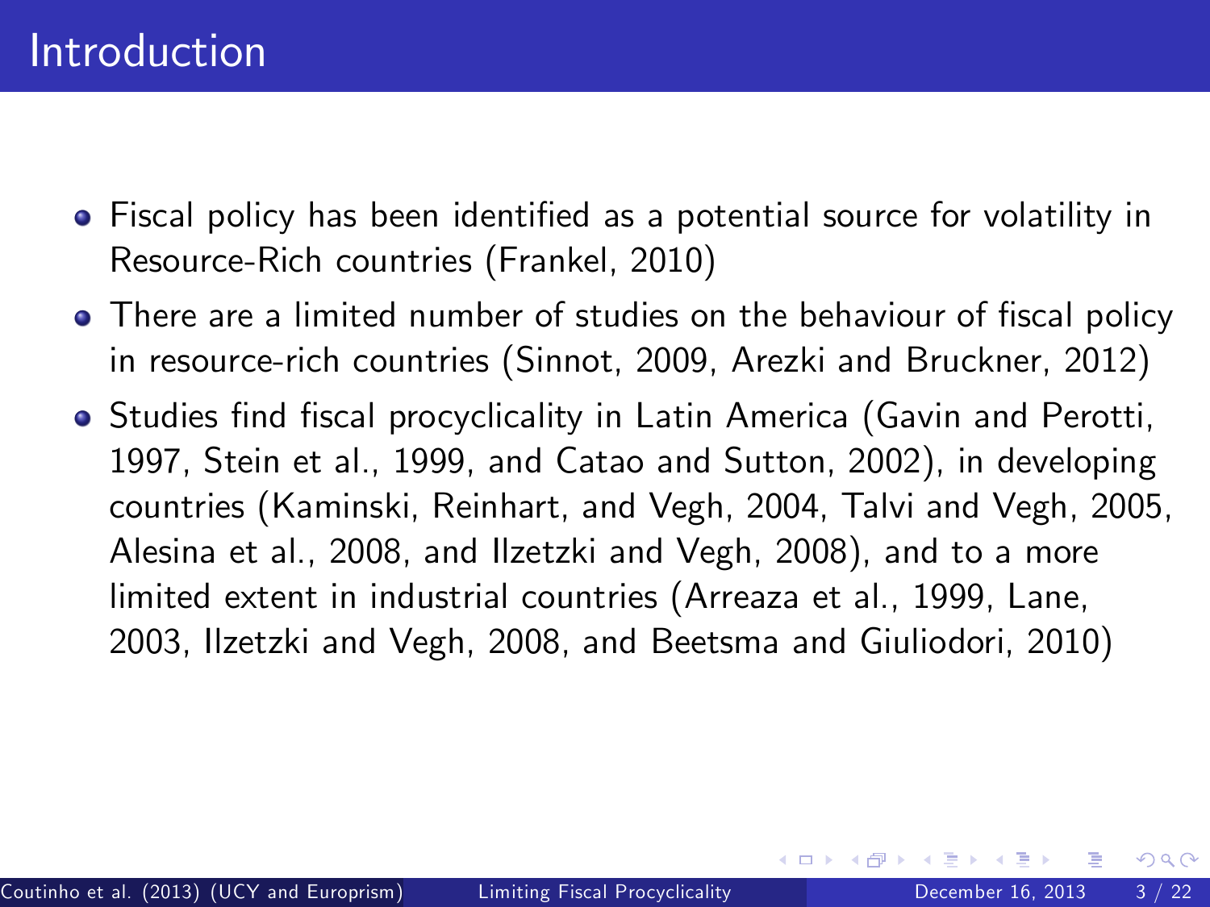# Introduction

- Fiscal policy has been identified as a potential source for volatility in Resource-Rich countries (Frankel, 2010)
- There are a limited number of studies on the behaviour of fiscal policy in resource-rich countries (Sinnot, 2009, Arezki and Bruckner, 2012)
- Studies find fiscal procyclicality in Latin America (Gavin and Perotti, 1997, Stein et al., 1999, and Catao and Sutton, 2002), in developing countries (Kaminski, Reinhart, and Vegh, 2004, Talvi and Vegh, 2005, Alesina et al., 2008, and Ilzetzki and Vegh, 2008), and to a more limited extent in industrial countries (Arreaza et al., 1999, Lane, 2003, Ilzetzki and Vegh, 2008, and Beetsma and Giuliodori, 2010)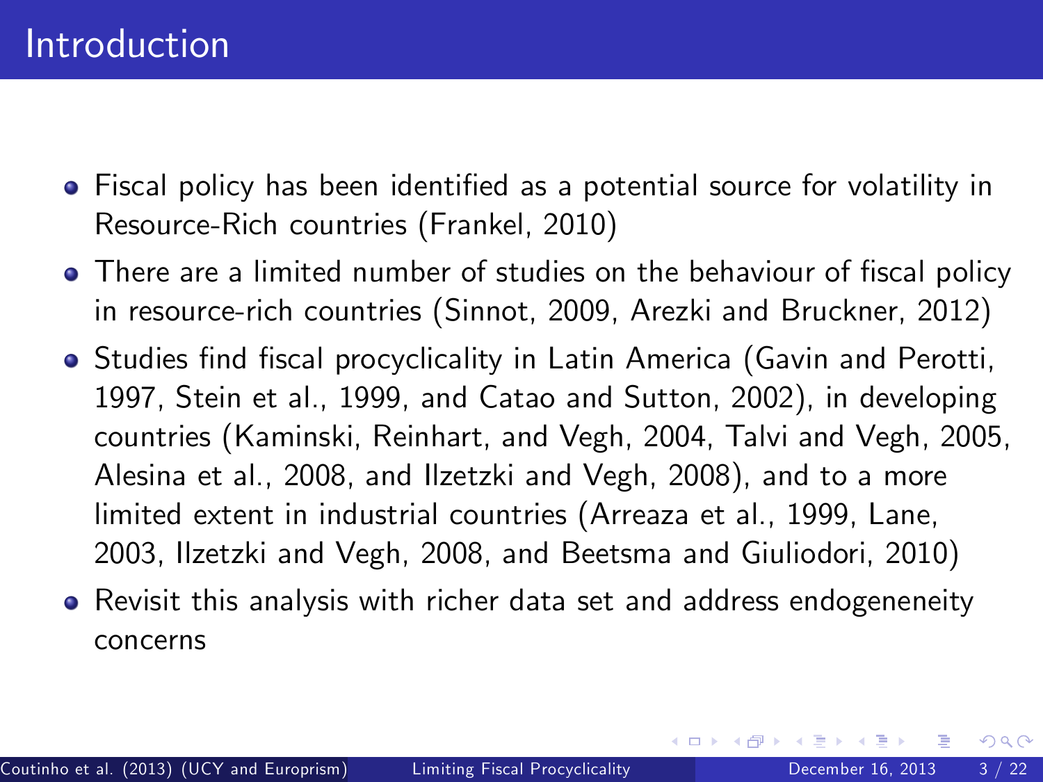# Introduction

- Fiscal policy has been identified as a potential source for volatility in Resource-Rich countries (Frankel, 2010)
- There are a limited number of studies on the behaviour of fiscal policy in resource-rich countries (Sinnot, 2009, Arezki and Bruckner, 2012)
- Studies find fiscal procyclicality in Latin America (Gavin and Perotti, 1997, Stein et al., 1999, and Catao and Sutton, 2002), in developing countries (Kaminski, Reinhart, and Vegh, 2004, Talvi and Vegh, 2005, Alesina et al., 2008, and Ilzetzki and Vegh, 2008), and to a more limited extent in industrial countries (Arreaza et al., 1999, Lane, 2003, Ilzetzki and Vegh, 2008, and Beetsma and Giuliodori, 2010)
- Revisit this analysis with richer data set and address endogeneneity concerns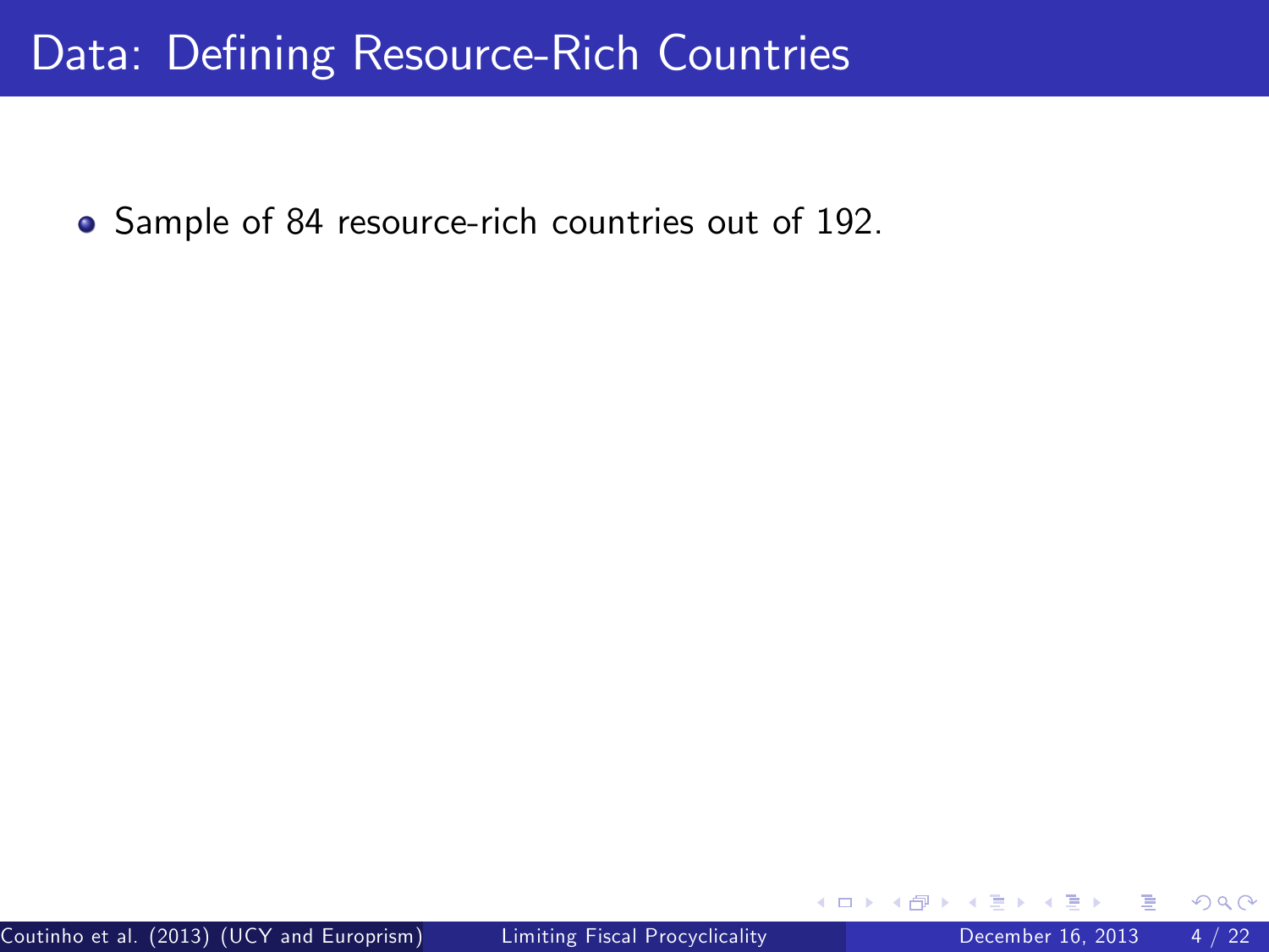# Data: Defining Resource-Rich Countries

- Sample of 84 resource-rich countries out of 192.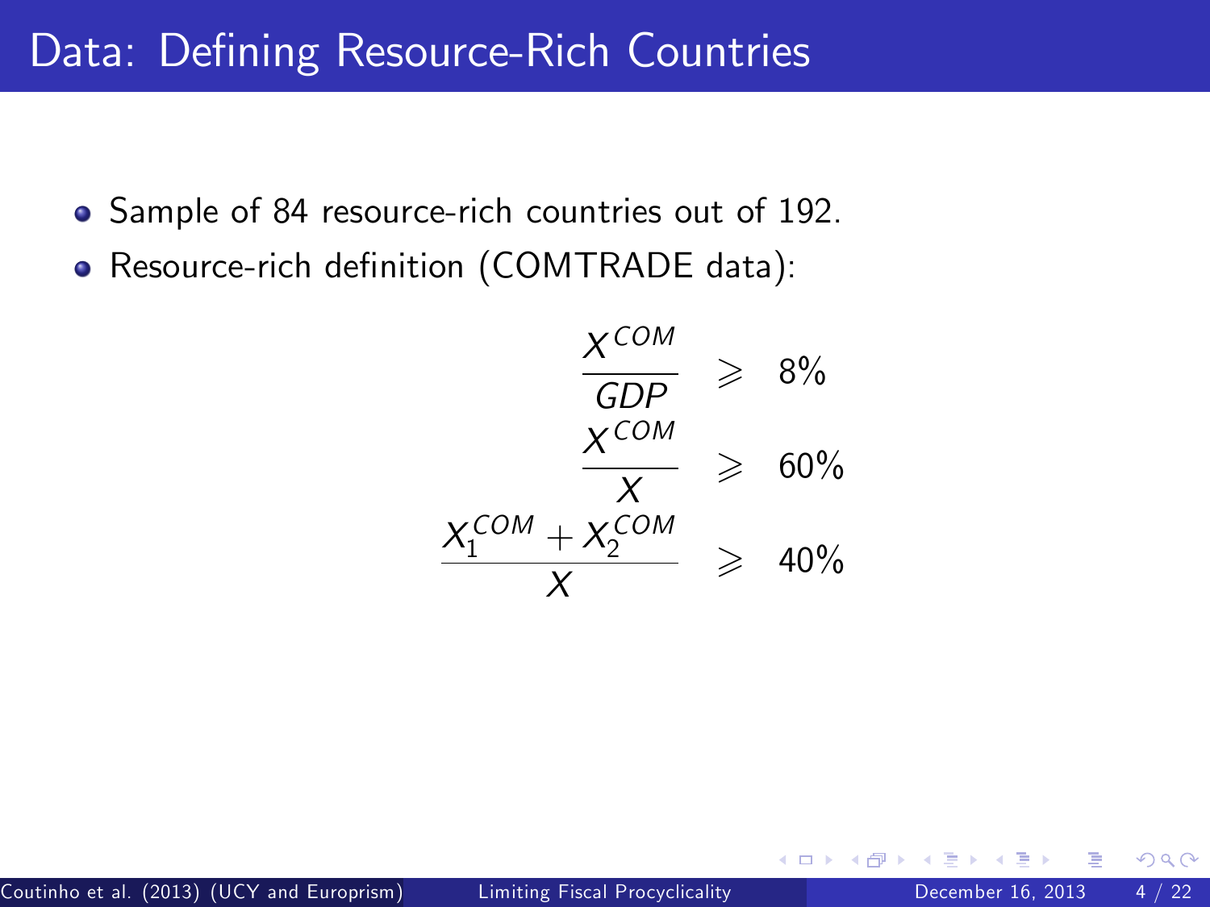# Data: Defining Resource-Rich Countries

- Sample of 84 resource-rich countries out of 192.
- Resource-rich definition (COMTRADE data):

$$
\begin{aligned}
\frac{X^{COM}}{GDP} &\geqslant 8\% \\
\frac{X^{COM}}{X} &\geqslant 60\% \\
\frac{X_1^{COM} + X_2^{COM}}{X} &\geqslant 40\%
\end{aligned}
$$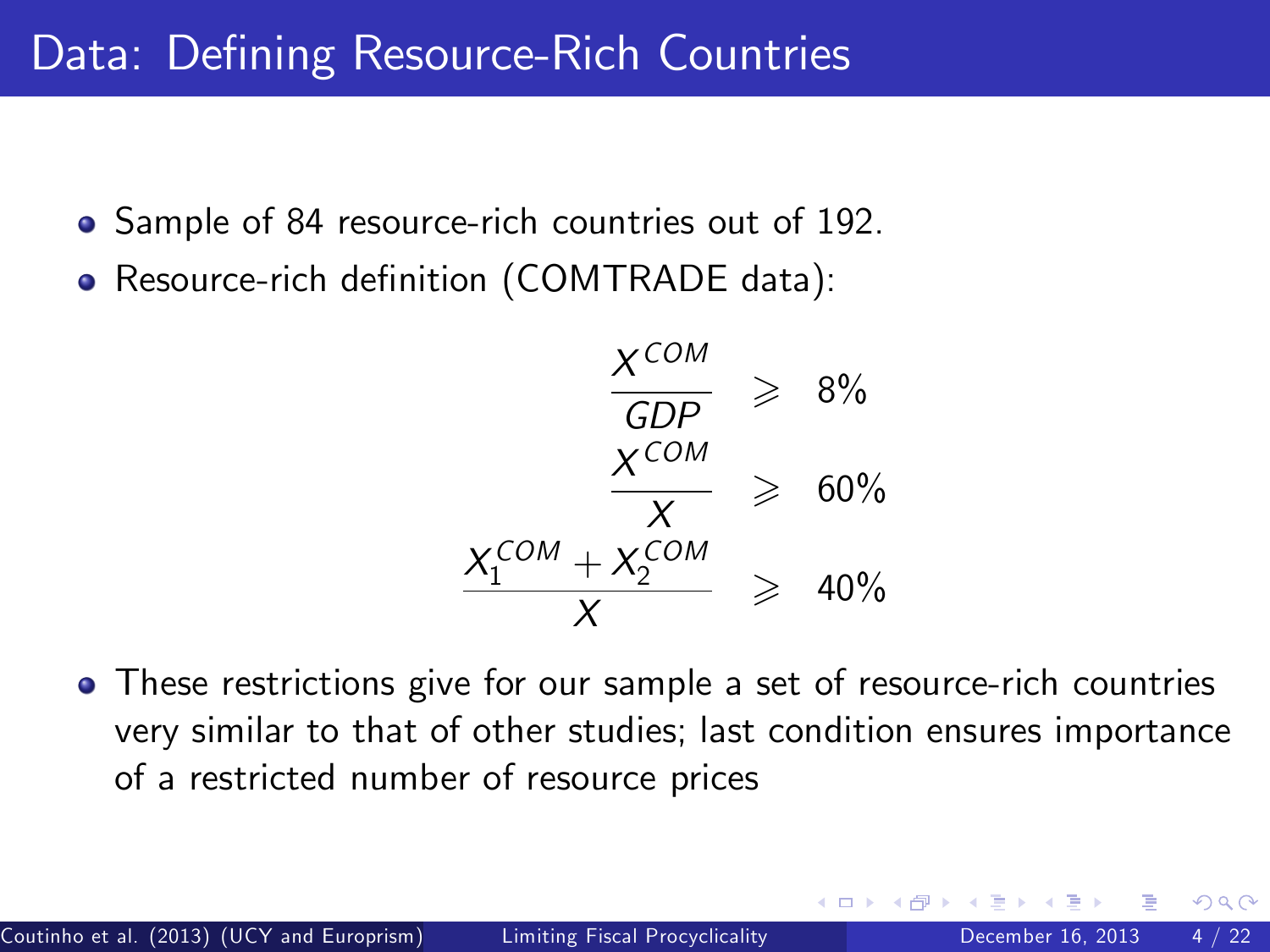# Data: Defining Resource-Rich Countries

- Sample of 84 resource-rich countries out of 192.
- Resource-rich definition (COMTRADE data):

$$
\begin{aligned}
\frac{X^{COM}}{GDP} &\geqslant 8\% \\
\frac{X^{COM}}{X} &\geqslant 60\% \\
\frac{X_1^{COM} + X_2^{COM}}{X} &\geqslant 40\%
\end{aligned}
$$

- These restrictions give for our sample a set of resource-rich countries very similar to that of other studies; last condition ensures importance of a restricted number of resource prices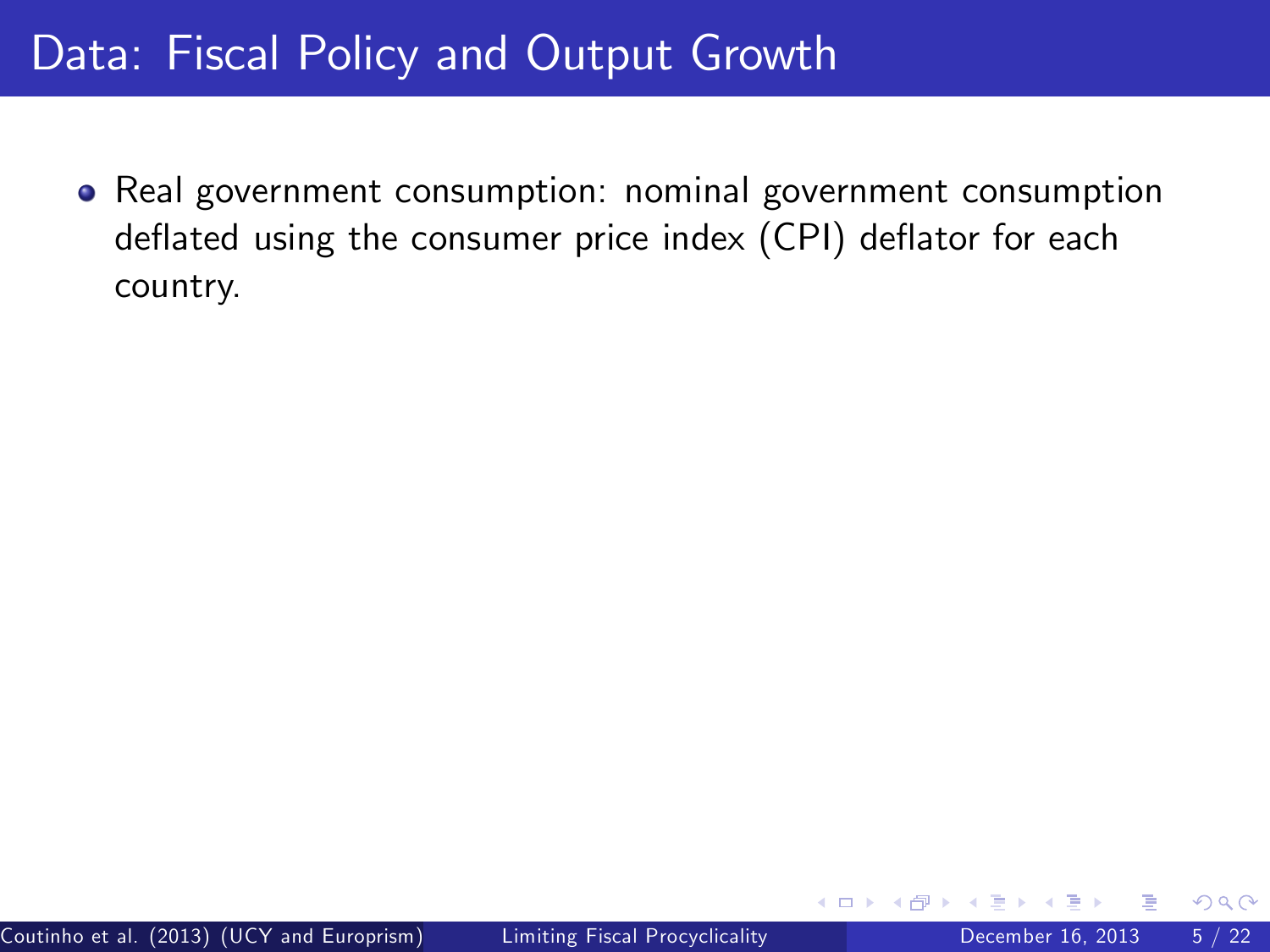# Data: Fiscal Policy and Output Growth

- Real government consumption: nominal government consumption deflated using the consumer price index (CPI) deflator for each country.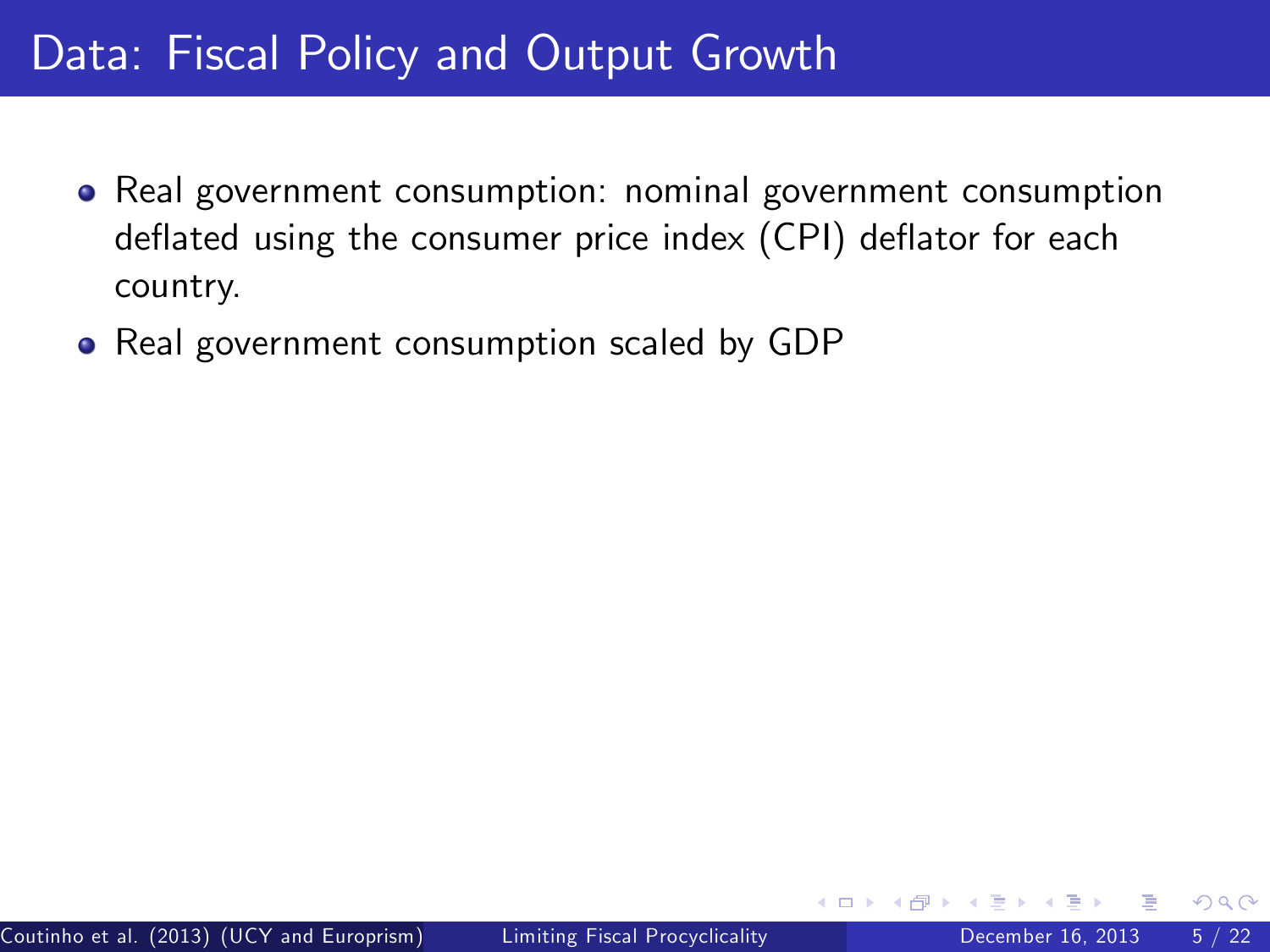# Data: Fiscal Policy and Output Growth

- Real government consumption: nominal government consumption deflated using the consumer price index (CPI) deflator for each country.
- Real government consumption scaled by GDP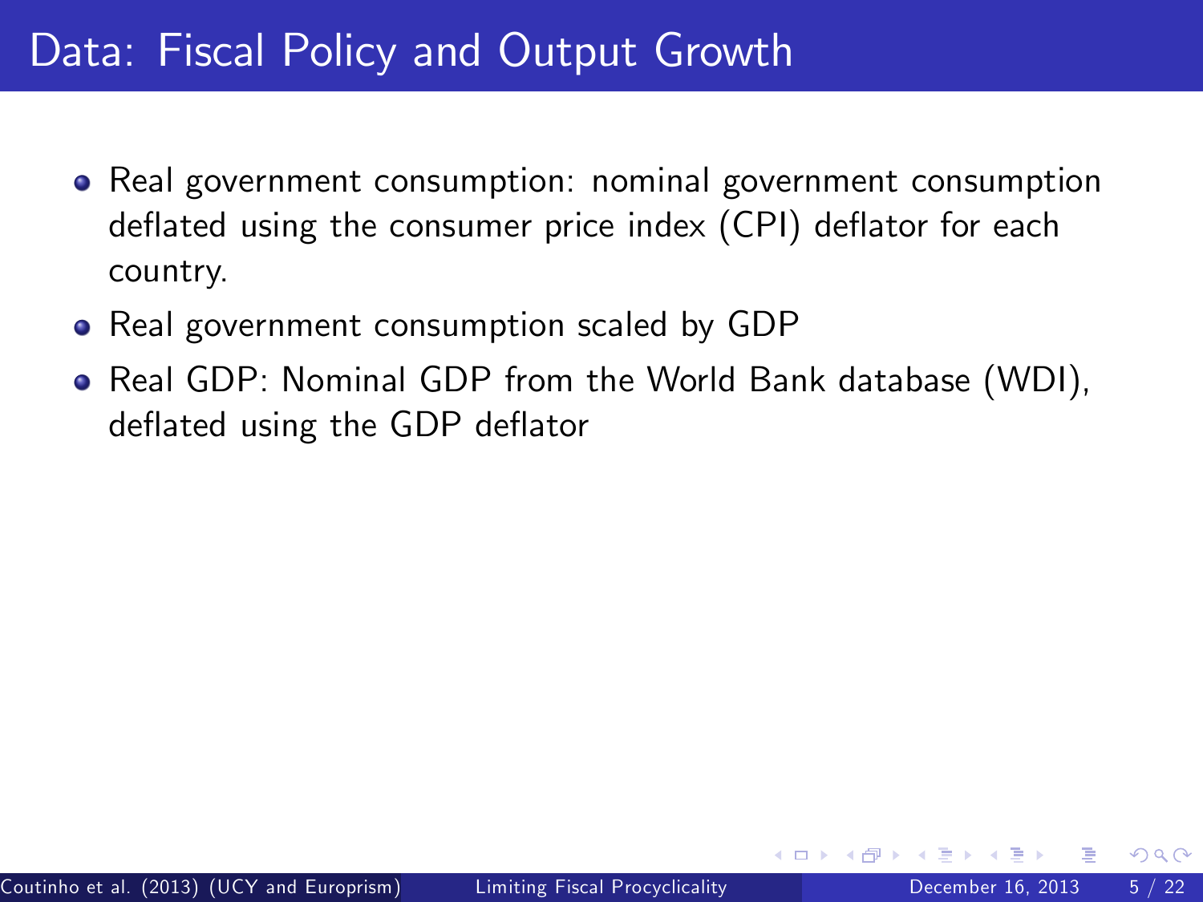# Data: Fiscal Policy and Output Growth

- Real government consumption: nominal government consumption deflated using the consumer price index (CPI) deflator for each country.
- Real government consumption scaled by GDP
- Real GDP: Nominal GDP from the World Bank database (WDI), deflated using the GDP deflator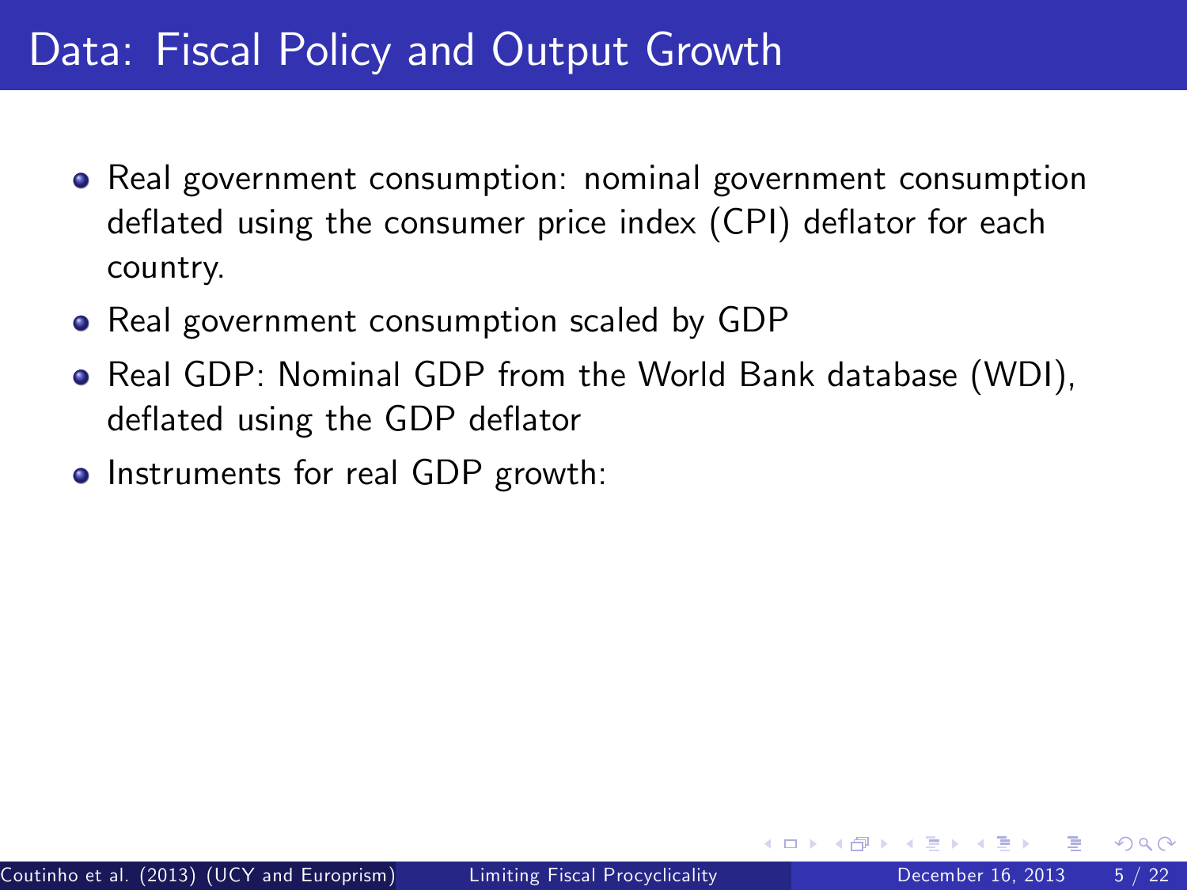# Data: Fiscal Policy and Output Growth

- Real government consumption: nominal government consumption deflated using the consumer price index (CPI) deflator for each country.
- Real government consumption scaled by GDP
- Real GDP: Nominal GDP from the World Bank database (WDI), deflated using the GDP deflator
- Instruments for real GDP growth: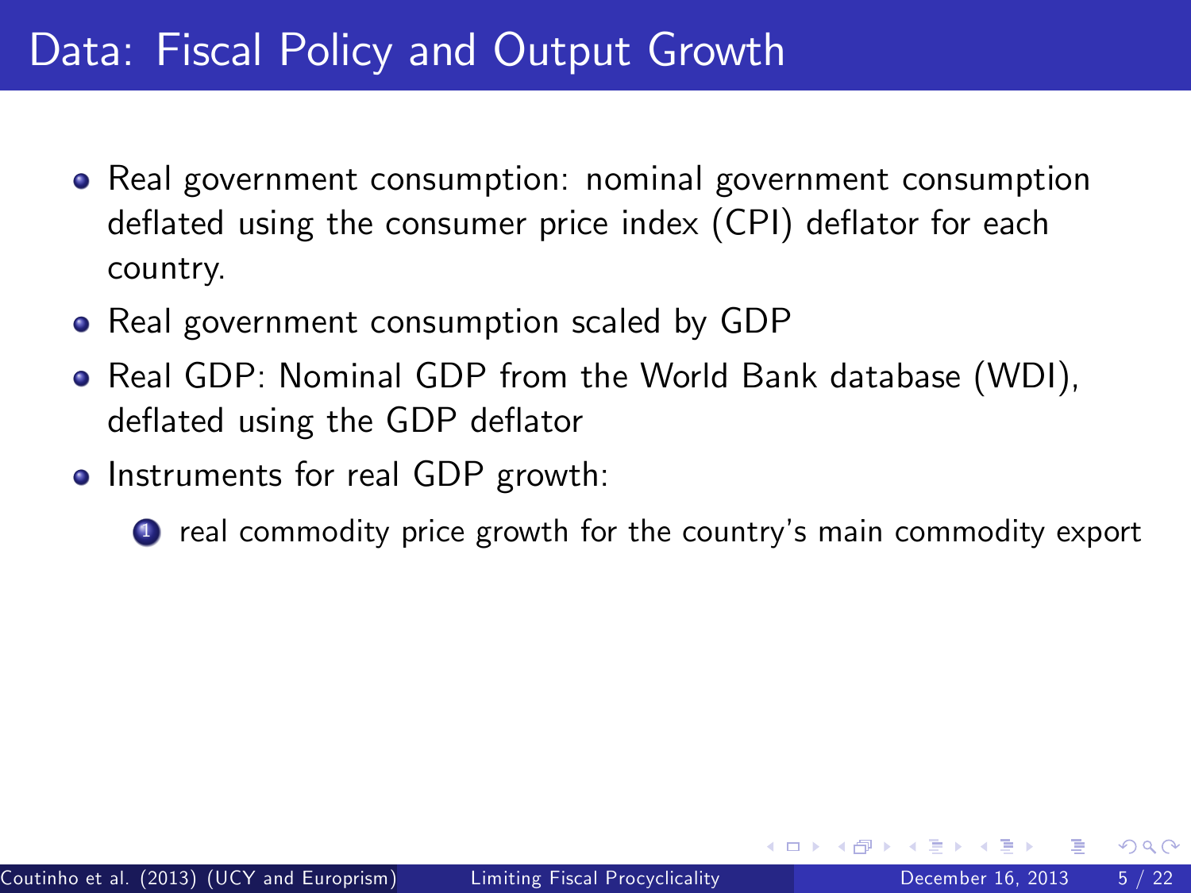# Data: Fiscal Policy and Output Growth

- Real government consumption: nominal government consumption deflated using the consumer price index (CPI) deflator for each country.
- Real government consumption scaled by GDP
- Real GDP: Nominal GDP from the World Bank database (WDI), deflated using the GDP deflator
- Instruments for real GDP growth:
  1. real commodity price growth for the country's main commodity export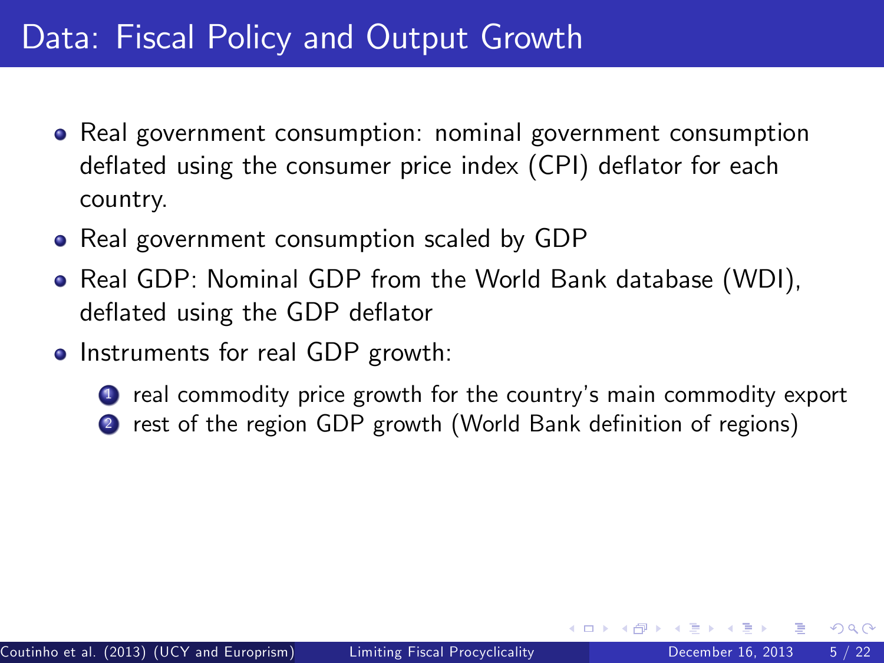# Data: Fiscal Policy and Output Growth

- Real government consumption: nominal government consumption deflated using the consumer price index (CPI) deflator for each country.
- Real government consumption scaled by GDP
- Real GDP: Nominal GDP from the World Bank database (WDI), deflated using the GDP deflator
- Instruments for real GDP growth:
  1. real commodity price growth for the country's main commodity export
  2. rest of the region GDP growth (World Bank definition of regions)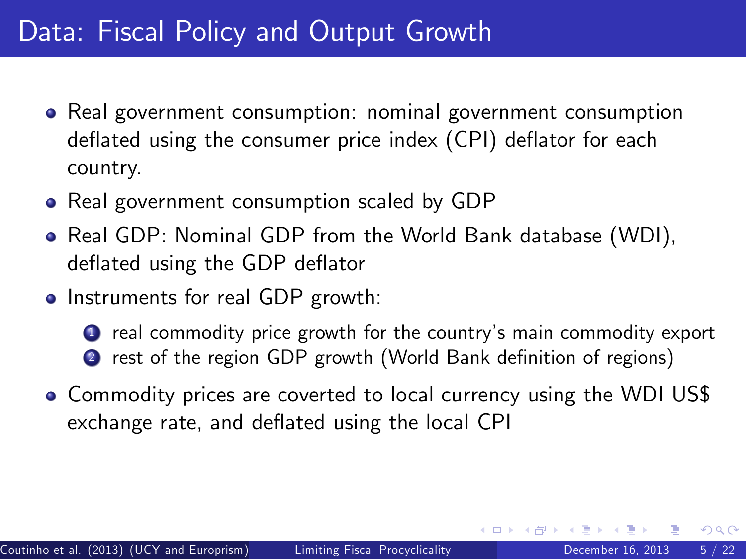# Data: Fiscal Policy and Output Growth

- Real government consumption: nominal government consumption deflated using the consumer price index (CPI) deflator for each country.
- Real government consumption scaled by GDP
- Real GDP: Nominal GDP from the World Bank database (WDI), deflated using the GDP deflator
- Instruments for real GDP growth:
  1. real commodity price growth for the country's main commodity export
  2. rest of the region GDP growth (World Bank definition of regions)
- Commodity prices are coverted to local currency using the WDI US$ exchange rate, and deflated using the local CPI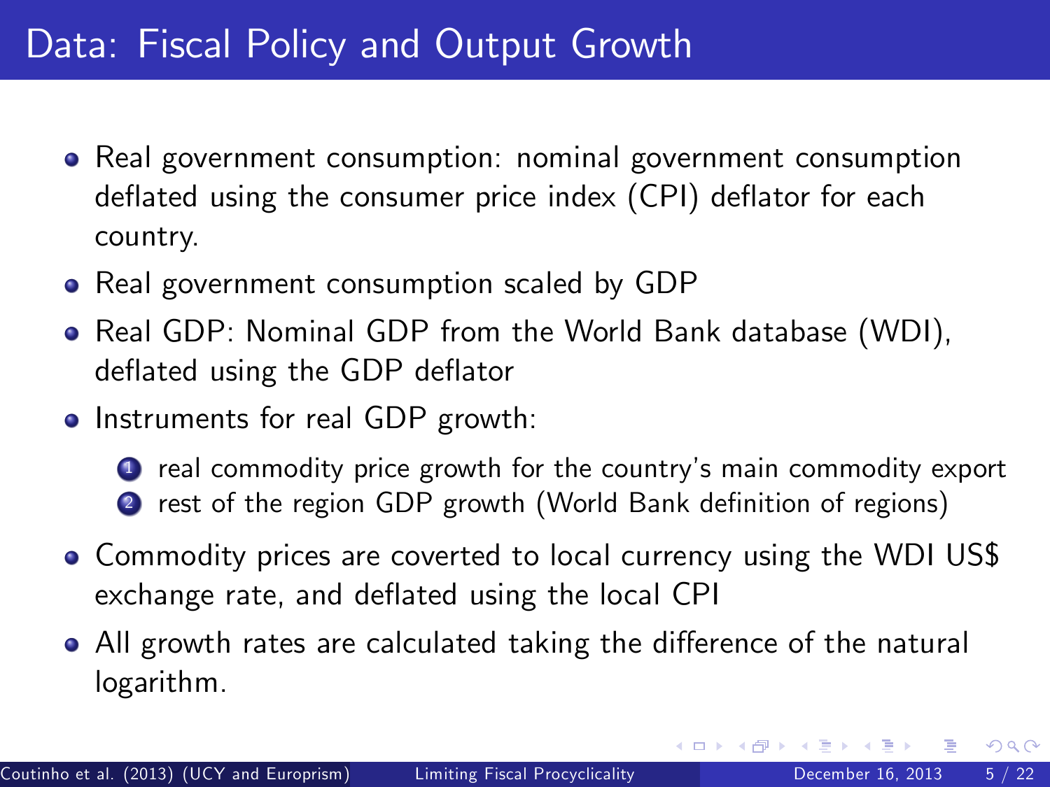# Data: Fiscal Policy and Output Growth

- Real government consumption: nominal government consumption deflated using the consumer price index (CPI) deflator for each country.
- Real government consumption scaled by GDP
- Real GDP: Nominal GDP from the World Bank database (WDI), deflated using the GDP deflator
- Instruments for real GDP growth:
  1. real commodity price growth for the country's main commodity export
  2. rest of the region GDP growth (World Bank definition of regions)
- Commodity prices are coverted to local currency using the WDI US$ exchange rate, and deflated using the local CPI
- All growth rates are calculated taking the difference of the natural logarithm.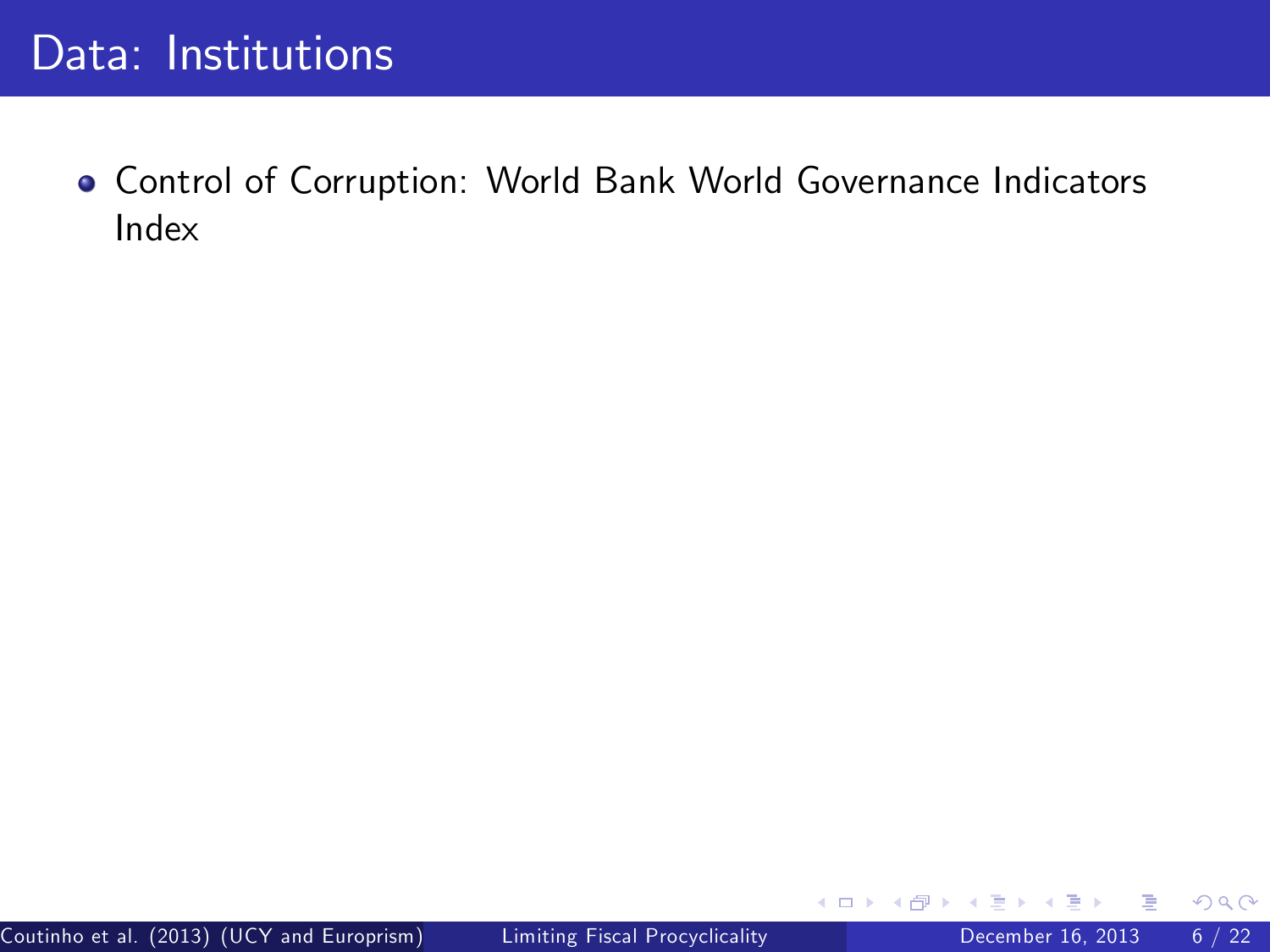# Data: Institutions

- Control of Corruption: World Bank World Governance Indicators Index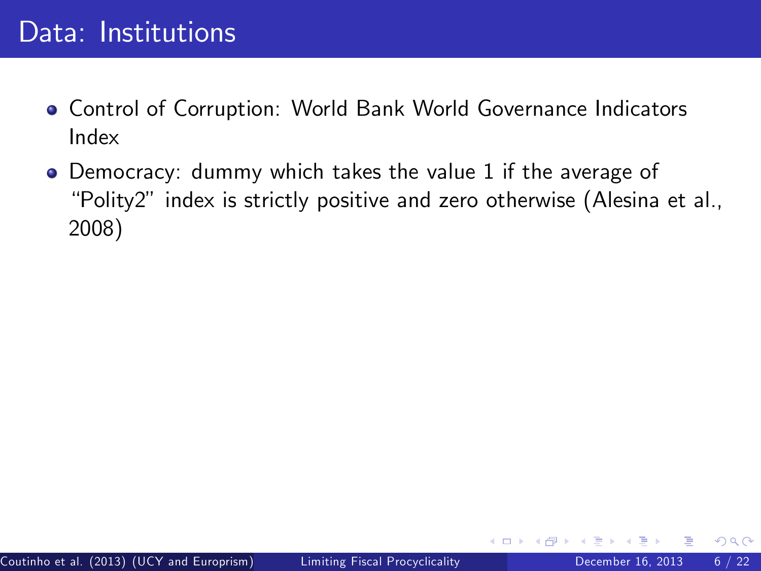# Data: Institutions

- Control of Corruption: World Bank World Governance Indicators Index
- Democracy: dummy which takes the value 1 if the average of "Polity2" index is strictly positive and zero otherwise (Alesina et al., 2008)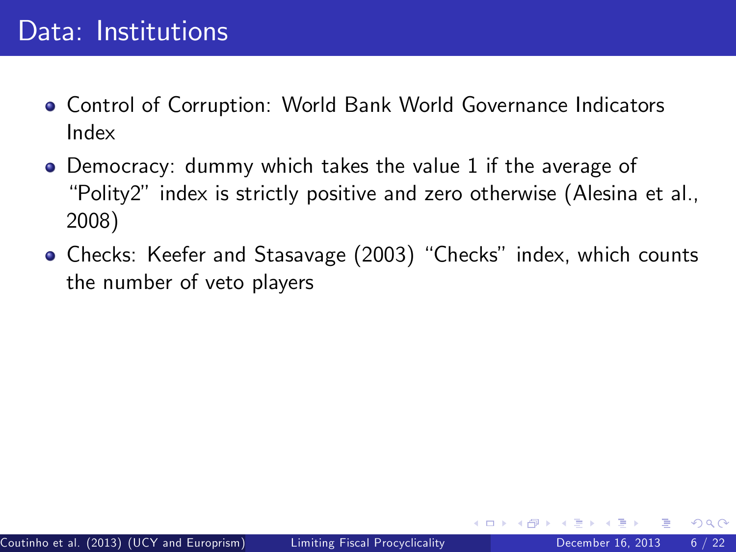# Data: Institutions

- Control of Corruption: World Bank World Governance Indicators Index
- Democracy: dummy which takes the value 1 if the average of "Polity2" index is strictly positive and zero otherwise (Alesina et al., 2008)
- Checks: Keefer and Stasavage (2003) "Checks" index, which counts the number of veto players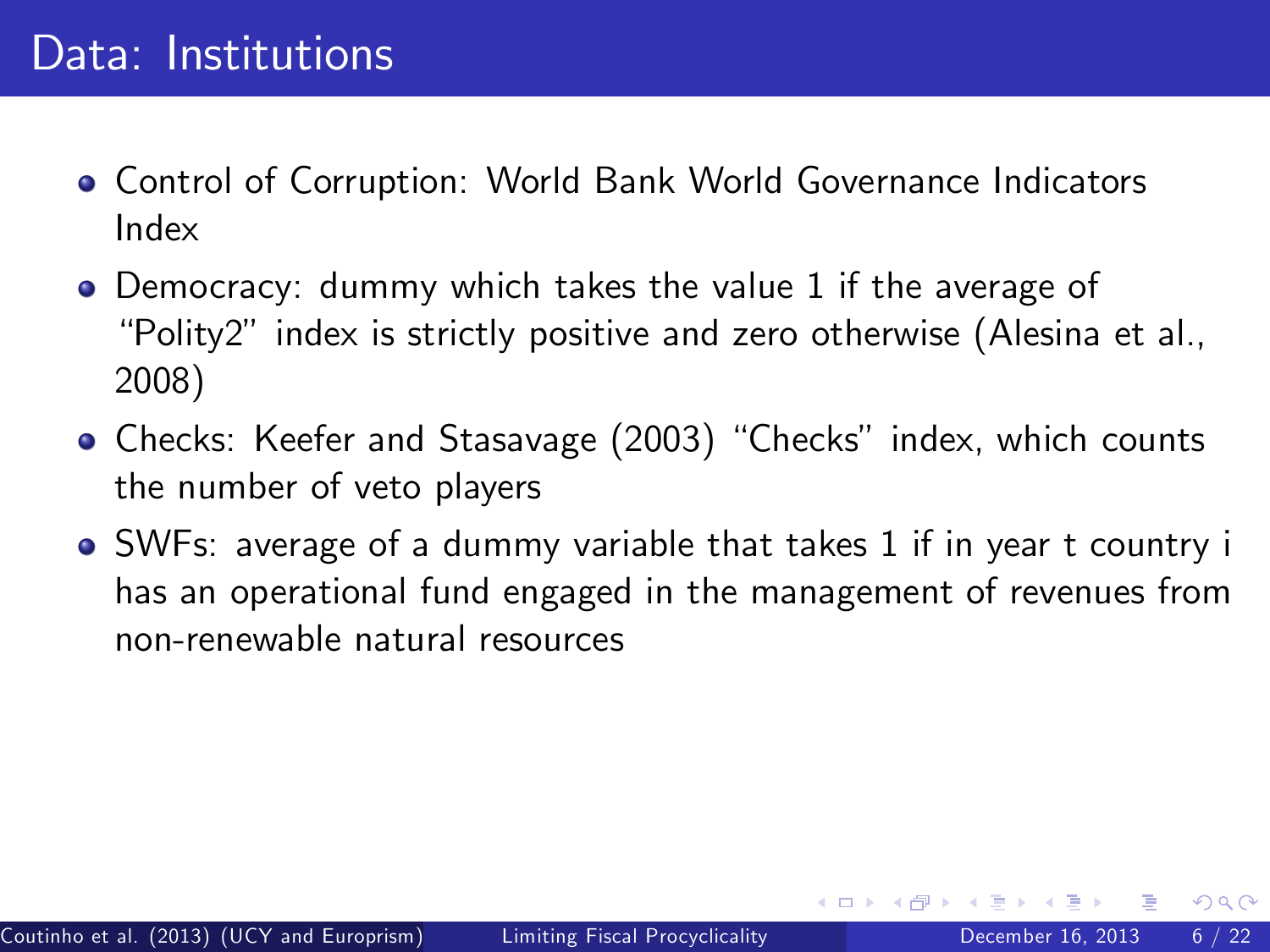# Data: Institutions

- Control of Corruption: World Bank World Governance Indicators Index
- Democracy: dummy which takes the value 1 if the average of "Polity2" index is strictly positive and zero otherwise (Alesina et al., 2008)
- Checks: Keefer and Stasavage (2003) "Checks" index, which counts the number of veto players
- SWFs: average of a dummy variable that takes 1 if in year t country i has an operational fund engaged in the management of revenues from non-renewable natural resources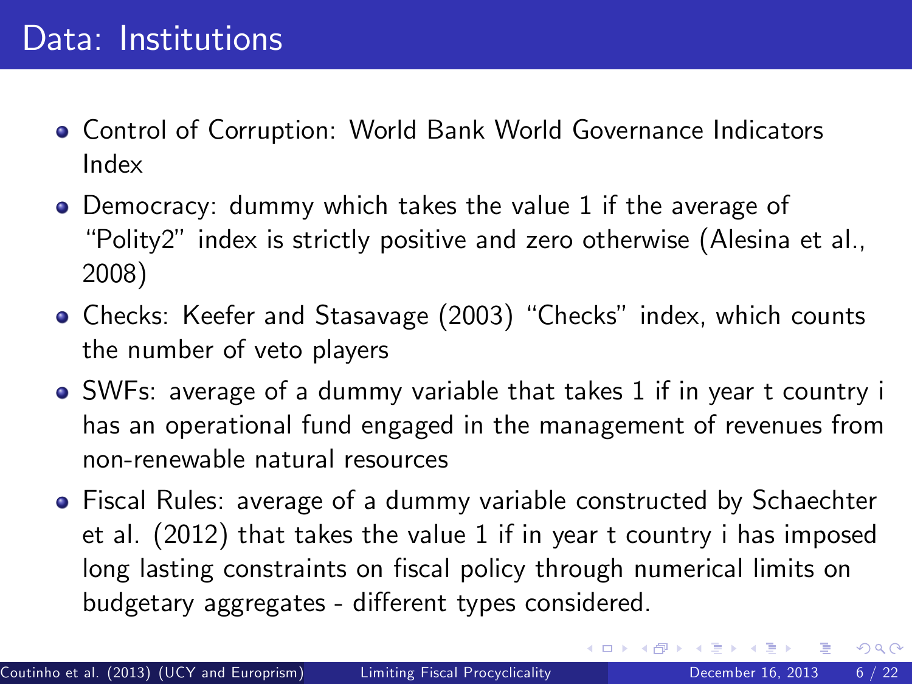# Data: Institutions

- Control of Corruption: World Bank World Governance Indicators Index
- Democracy: dummy which takes the value 1 if the average of "Polity2" index is strictly positive and zero otherwise (Alesina et al., 2008)
- Checks: Keefer and Stasavage (2003) "Checks" index, which counts the number of veto players
- SWFs: average of a dummy variable that takes 1 if in year t country i has an operational fund engaged in the management of revenues from non-renewable natural resources
- Fiscal Rules: average of a dummy variable constructed by Schaechter et al. (2012) that takes the value 1 if in year t country i has imposed long lasting constraints on fiscal policy through numerical limits on budgetary aggregates - different types considered.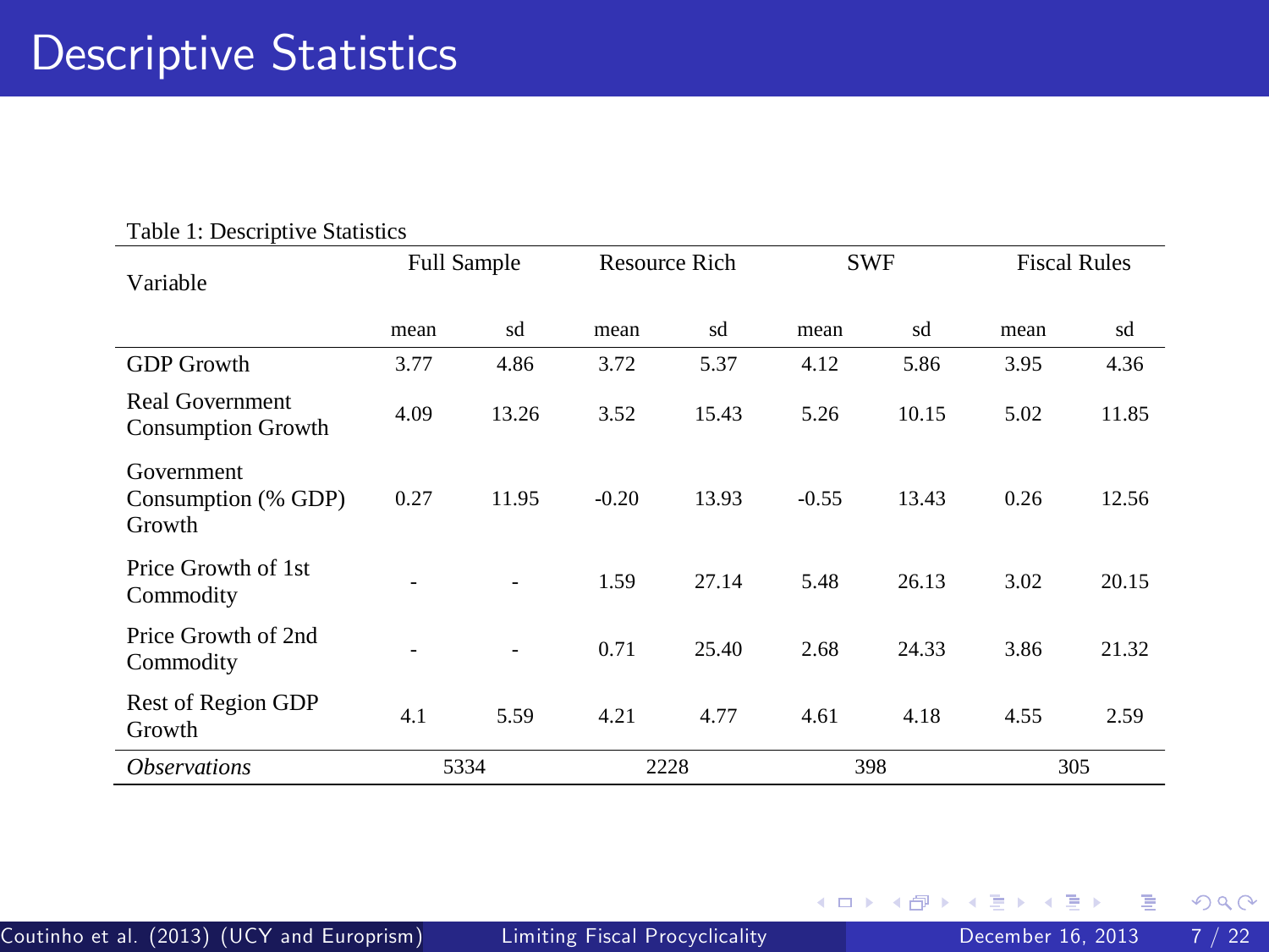# Descriptive Statistics

Table 1: Descriptive Statistics

| Variable | Full Sample | | Resource Rich | | SWF | | Fiscal Rules | |
|---|---|---|---|---|---|---|---|---|
| | mean | sd | mean | sd | mean | sd | mean | sd |
| GDP Growth | 3.77 | 4.86 | 3.72 | 5.37 | 4.12 | 5.86 | 3.95 | 4.36 |
| Real Government Consumption Growth | 4.09 | 13.26 | 3.52 | 15.43 | 5.26 | 10.15 | 5.02 | 11.85 |
| Government Consumption (% GDP) Growth | 0.27 | 11.95 | -0.20 | 13.93 | -0.55 | 13.43 | 0.26 | 12.56 |
| Price Growth of 1st Commodity | - | - | 1.59 | 27.14 | 5.48 | 26.13 | 3.02 | 20.15 |
| Price Growth of 2nd Commodity | - | - | 0.71 | 25.40 | 2.68 | 24.33 | 3.86 | 21.32 |
| Rest of Region GDP Growth | 4.1 | 5.59 | 4.21 | 4.77 | 4.61 | 4.18 | 4.55 | 2.59 |
| *Observations* | 5334 | | 2228 | | 398 | | 305 | |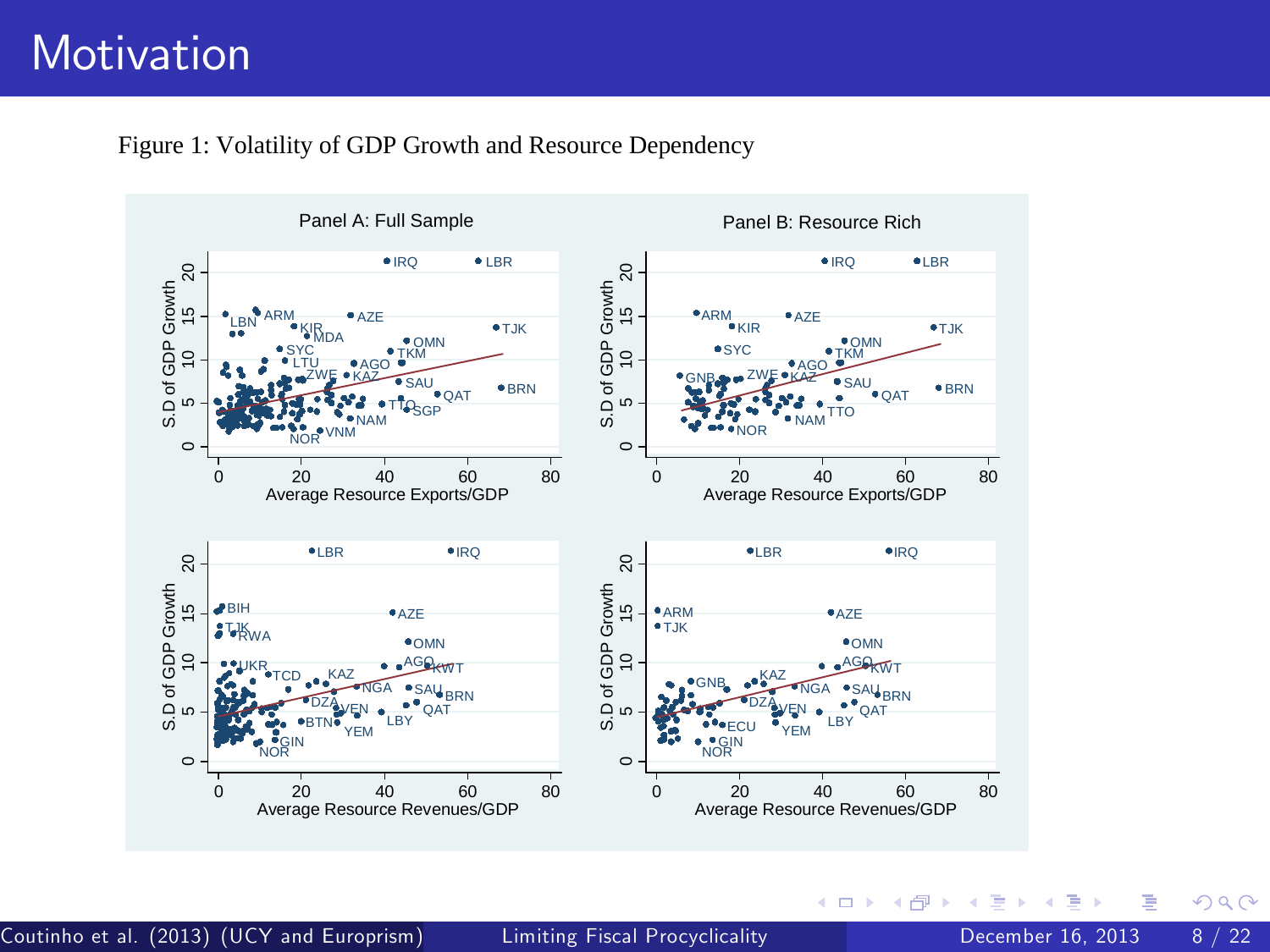# Motivation

Figure 1: Volatility of GDP Growth and Resource Dependency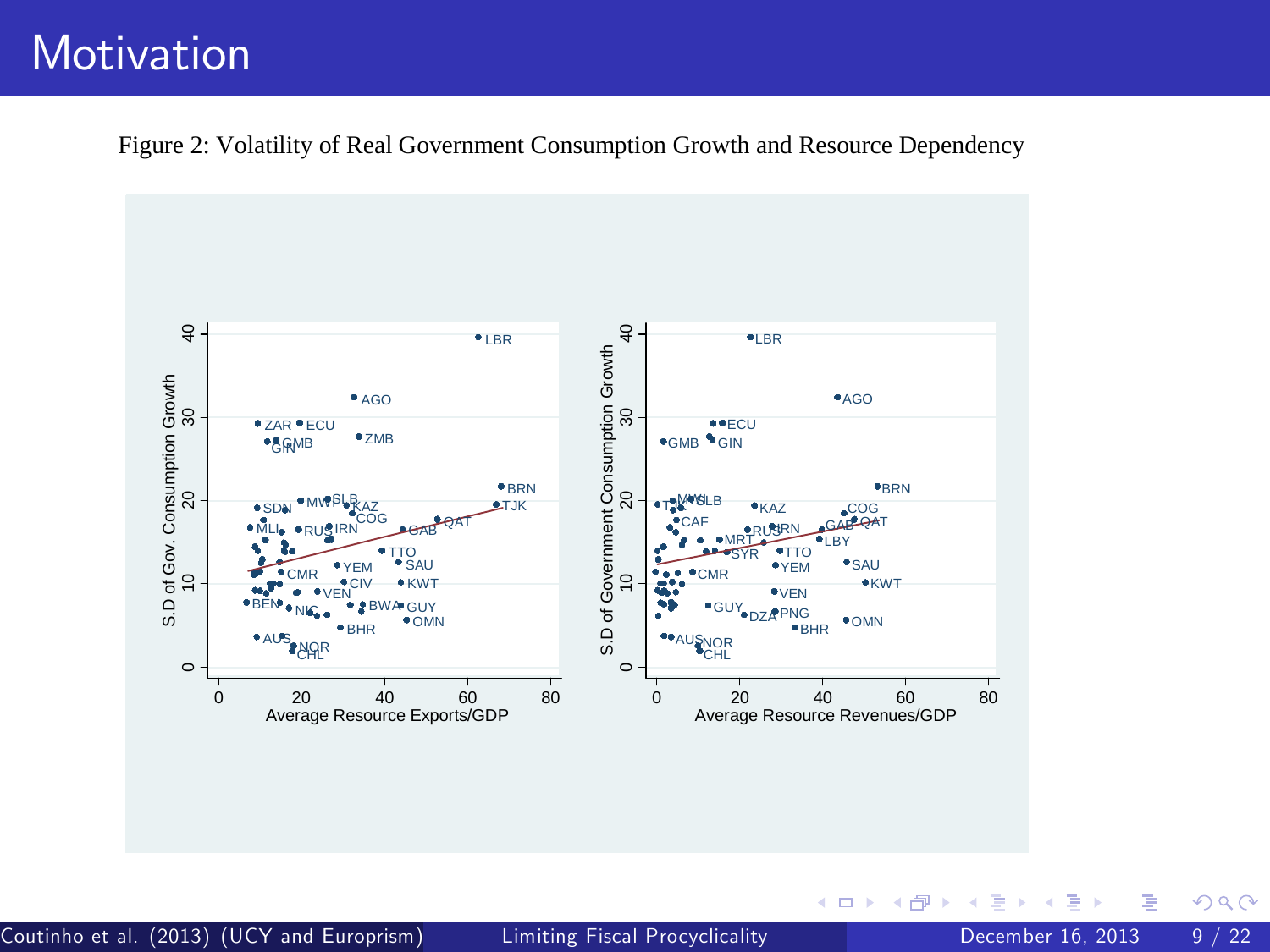# Motivation

Figure 2: Volatility of Real Government Consumption Growth and Resource Dependency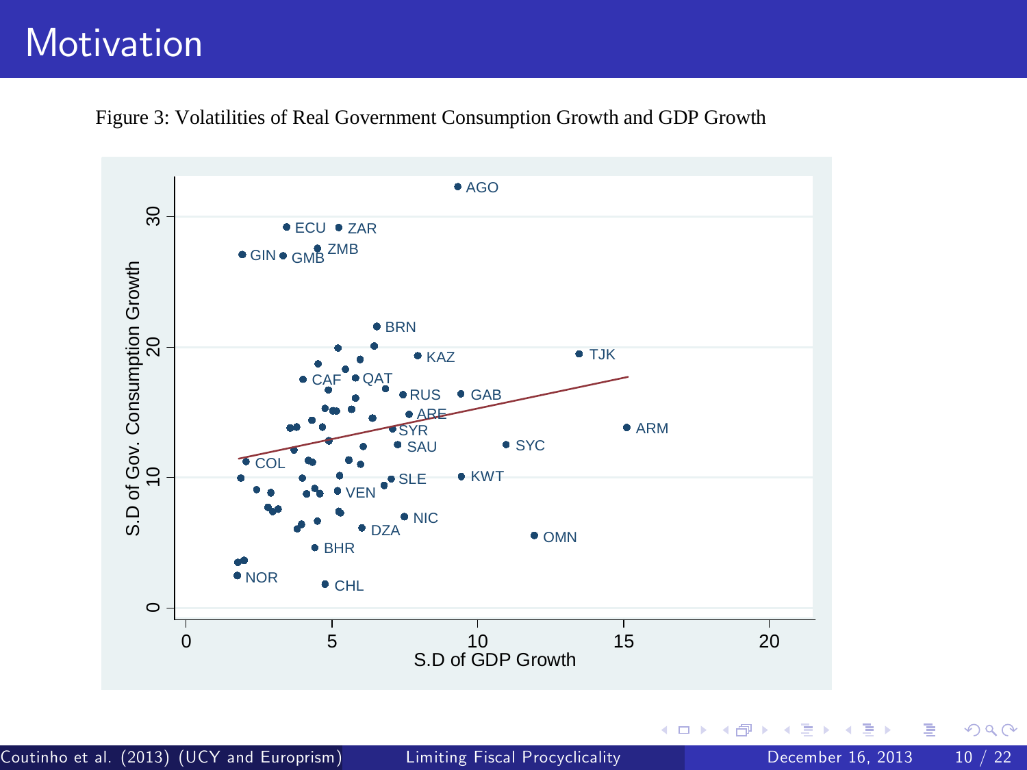# Motivation

Figure 3: Volatilities of Real Government Consumption Growth and GDP Growth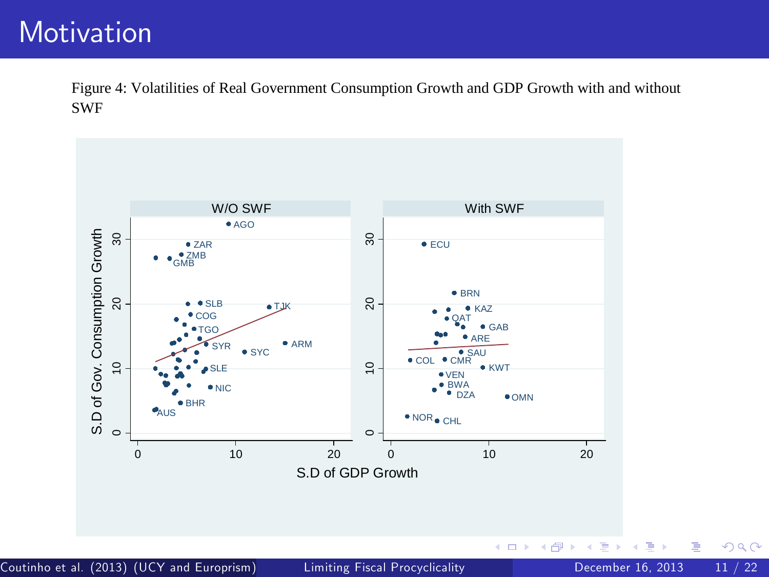# Motivation

Figure 4: Volatilities of Real Government Consumption Growth and GDP Growth with and without SWF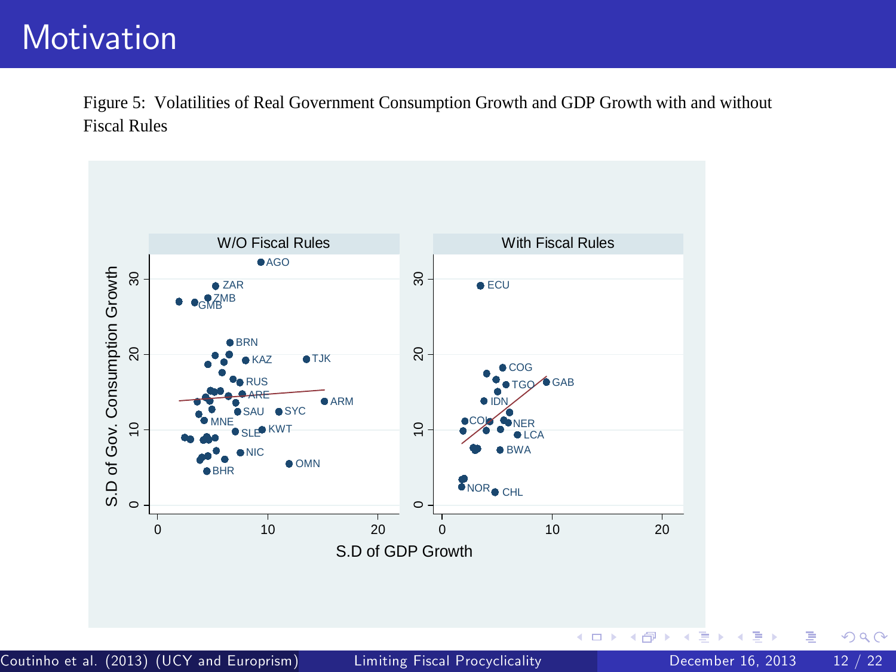# Motivation

Figure 5: Volatilities of Real Government Consumption Growth and GDP Growth with and without Fiscal Rules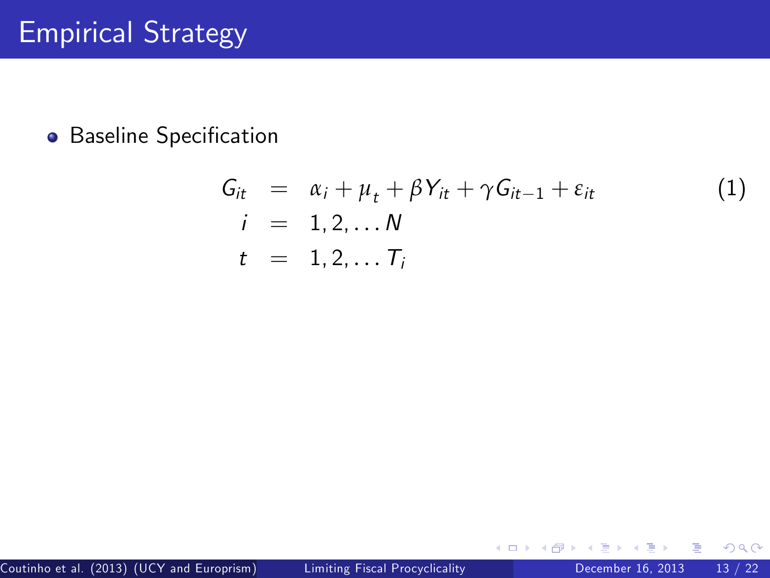# Empirical Strategy

- Baseline Specification

$$
\begin{aligned}
G_{it} &= \alpha_i + \mu_t + \beta Y_{it} + \gamma G_{it-1} + \varepsilon_{it} \qquad (1) \\
i &= 1, 2, \ldots N \\
t &= 1, 2, \ldots T_i
\end{aligned}
$$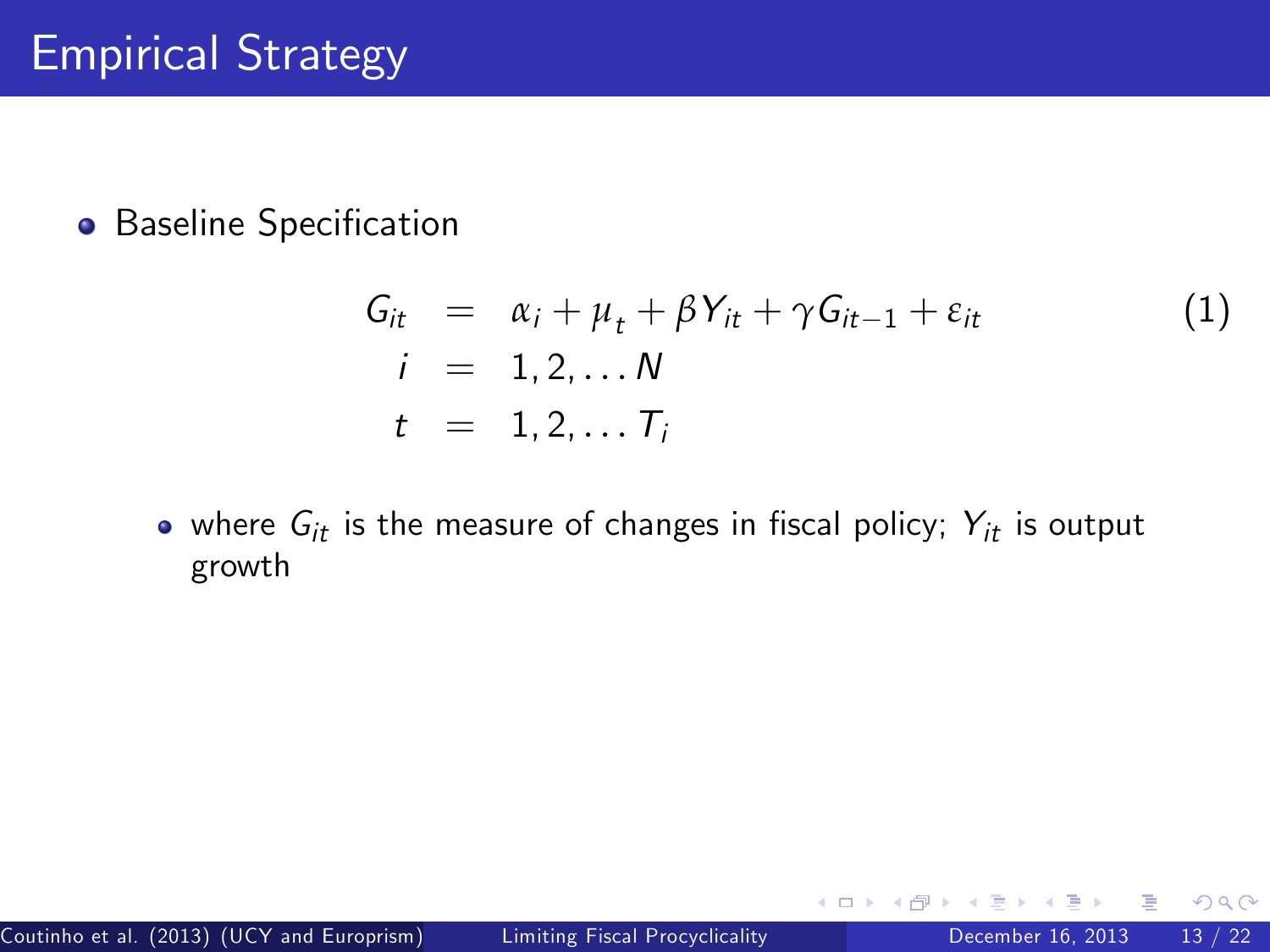# Empirical Strategy

- Baseline Specification

$$
\begin{aligned}
G_{it} &= \alpha_i + \mu_t + \beta Y_{it} + \gamma G_{it-1} + \varepsilon_{it} \qquad (1) \\
i &= 1, 2, \ldots N \\
t &= 1, 2, \ldots T_i
\end{aligned}
$$

  - where $G_{it}$ is the measure of changes in fiscal policy; $Y_{it}$ is output growth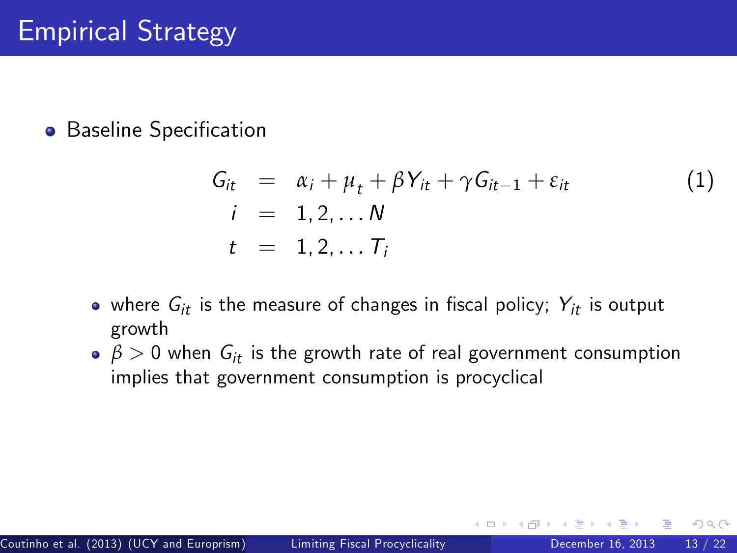# Empirical Strategy

- Baseline Specification

$$
\begin{aligned}
G_{it} &= \alpha_i + \mu_t + \beta Y_{it} + \gamma G_{it-1} + \varepsilon_{it} \qquad (1) \\
i &= 1, 2, \ldots N \\
t &= 1, 2, \ldots T_i
\end{aligned}
$$

  - where $G_{it}$ is the measure of changes in fiscal policy; $Y_{it}$ is output growth
  - $\beta > 0$ when $G_{it}$ is the growth rate of real government consumption implies that government consumption is procyclical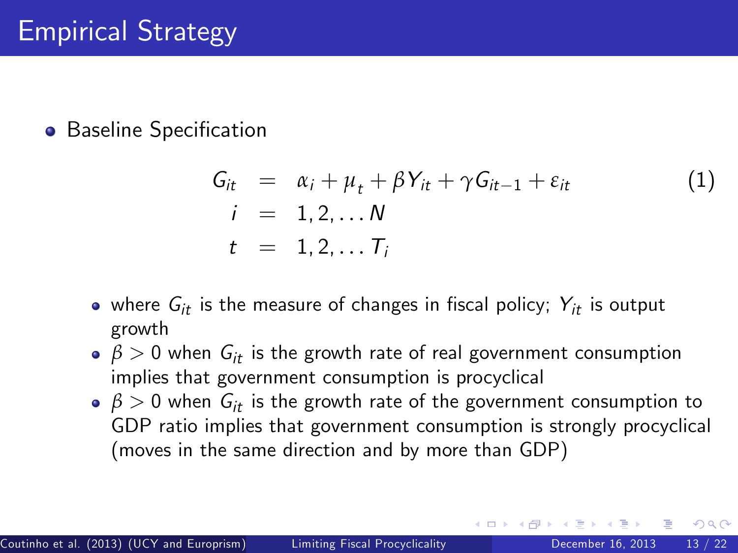# Empirical Strategy

- Baseline Specification

$$
\begin{aligned}
G_{it} &= \alpha_i + \mu_t + \beta Y_{it} + \gamma G_{it-1} + \varepsilon_{it} \qquad (1) \\
i &= 1, 2, \ldots N \\
t &= 1, 2, \ldots T_i
\end{aligned}
$$

  - where $G_{it}$ is the measure of changes in fiscal policy; $Y_{it}$ is output growth
  - $\beta > 0$ when $G_{it}$ is the growth rate of real government consumption implies that government consumption is procyclical
  - $\beta > 0$ when $G_{it}$ is the growth rate of the government consumption to GDP ratio implies that government consumption is strongly procyclical (moves in the same direction and by more than GDP)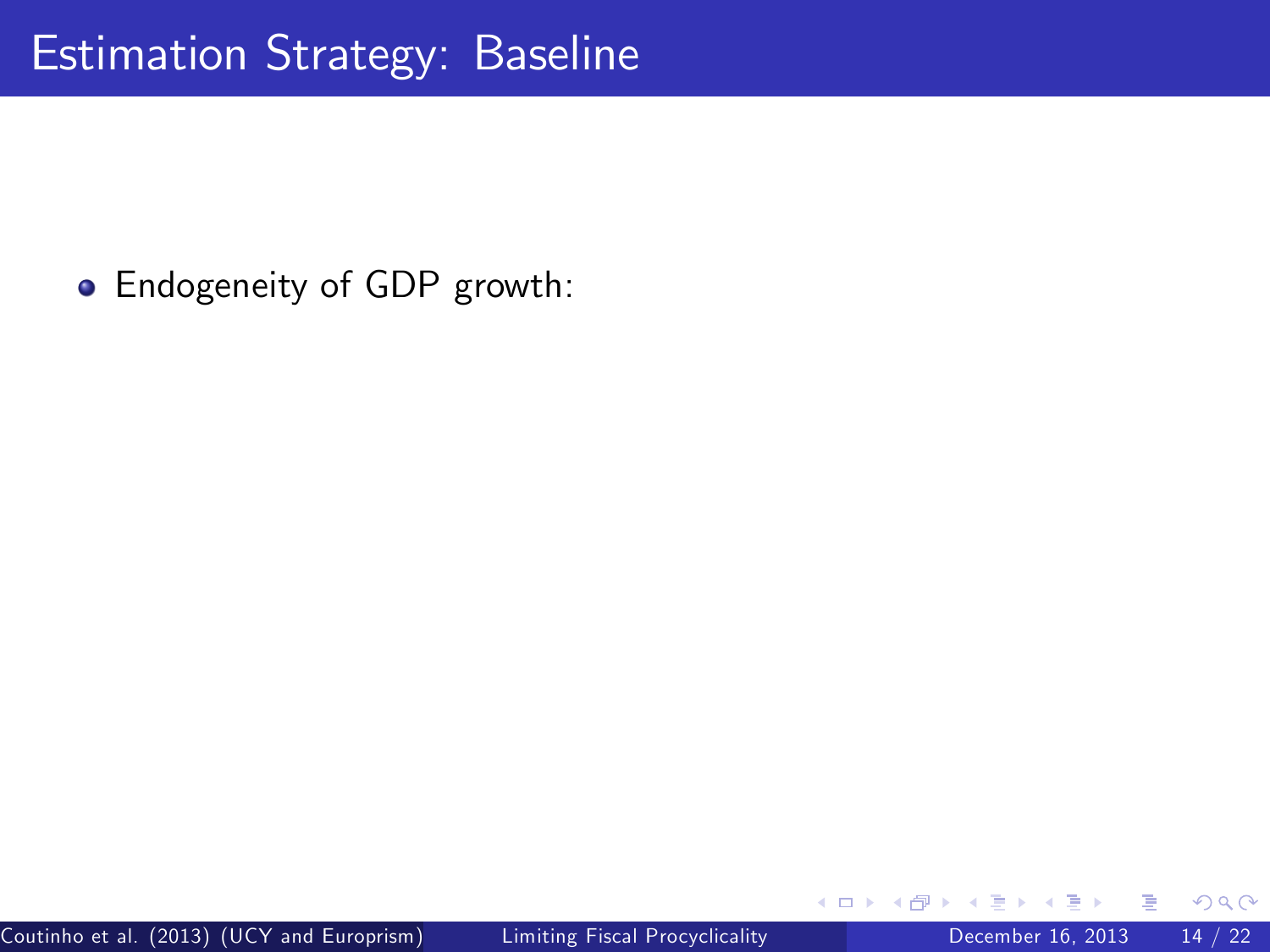# Estimation Strategy: Baseline

- Endogeneity of GDP growth: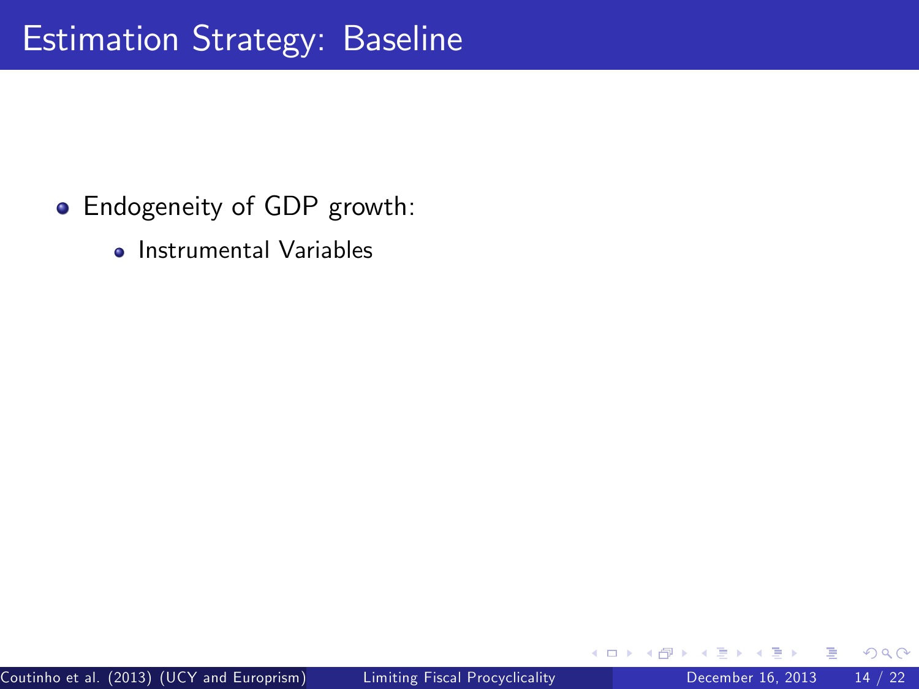# Estimation Strategy: Baseline

- Endogeneity of GDP growth:
  - Instrumental Variables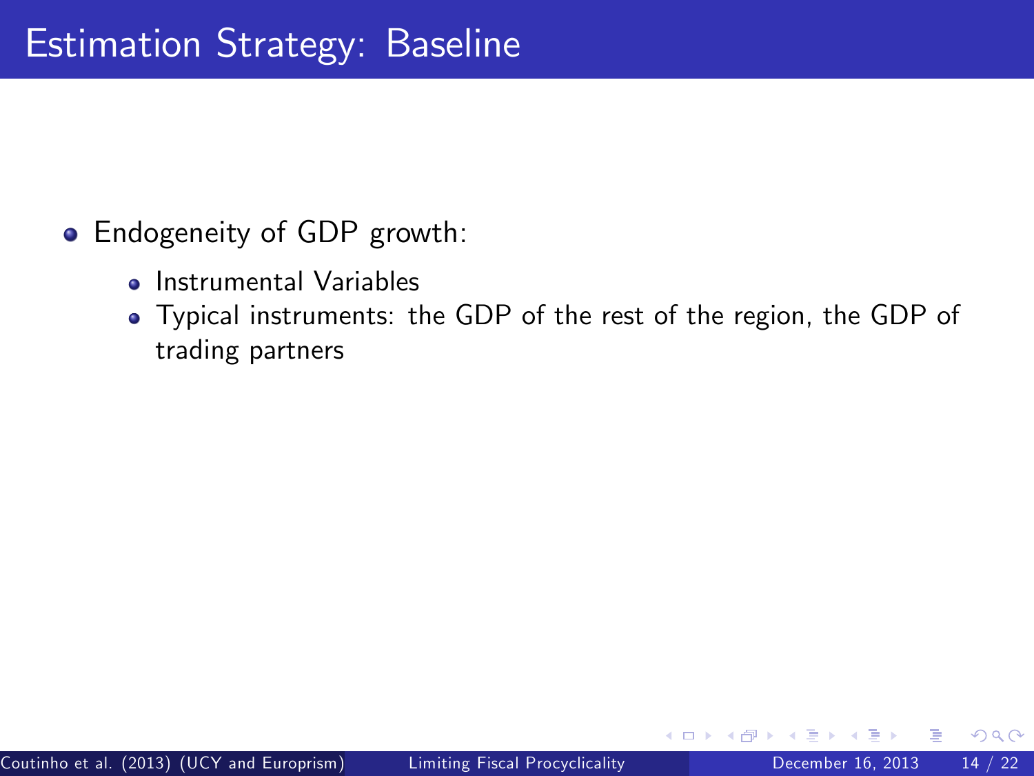# Estimation Strategy: Baseline

- Endogeneity of GDP growth:
  - Instrumental Variables
  - Typical instruments: the GDP of the rest of the region, the GDP of trading partners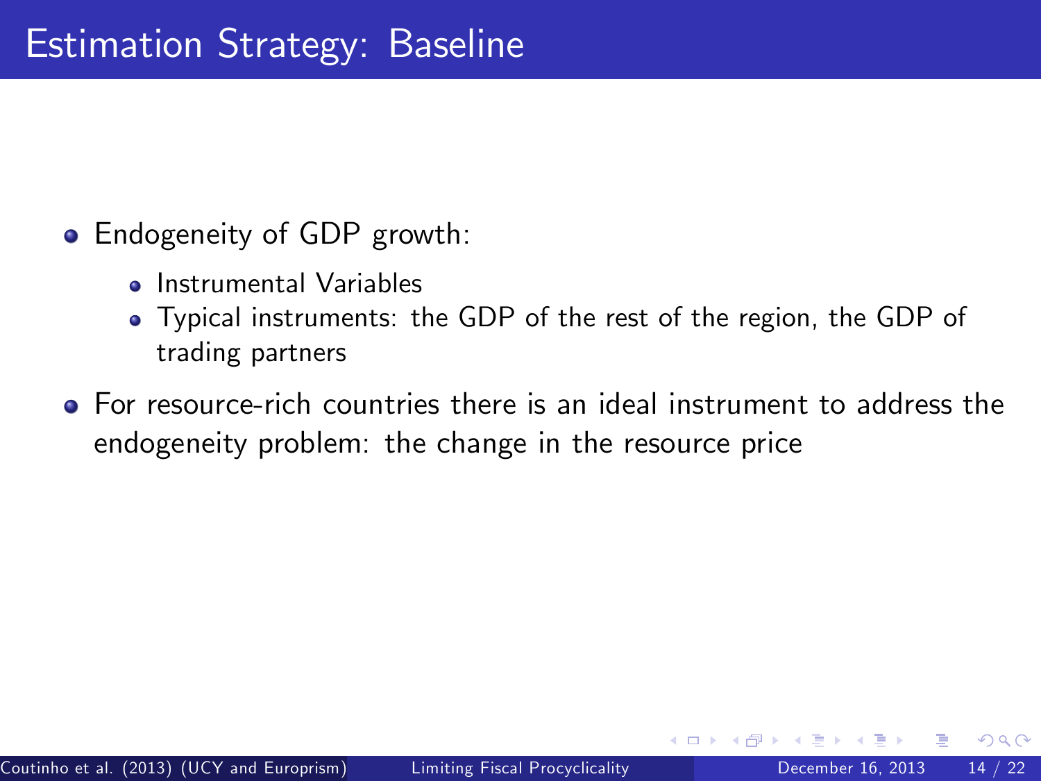# Estimation Strategy: Baseline

- Endogeneity of GDP growth:
  - Instrumental Variables
  - Typical instruments: the GDP of the rest of the region, the GDP of trading partners
- For resource-rich countries there is an ideal instrument to address the endogeneity problem: the change in the resource price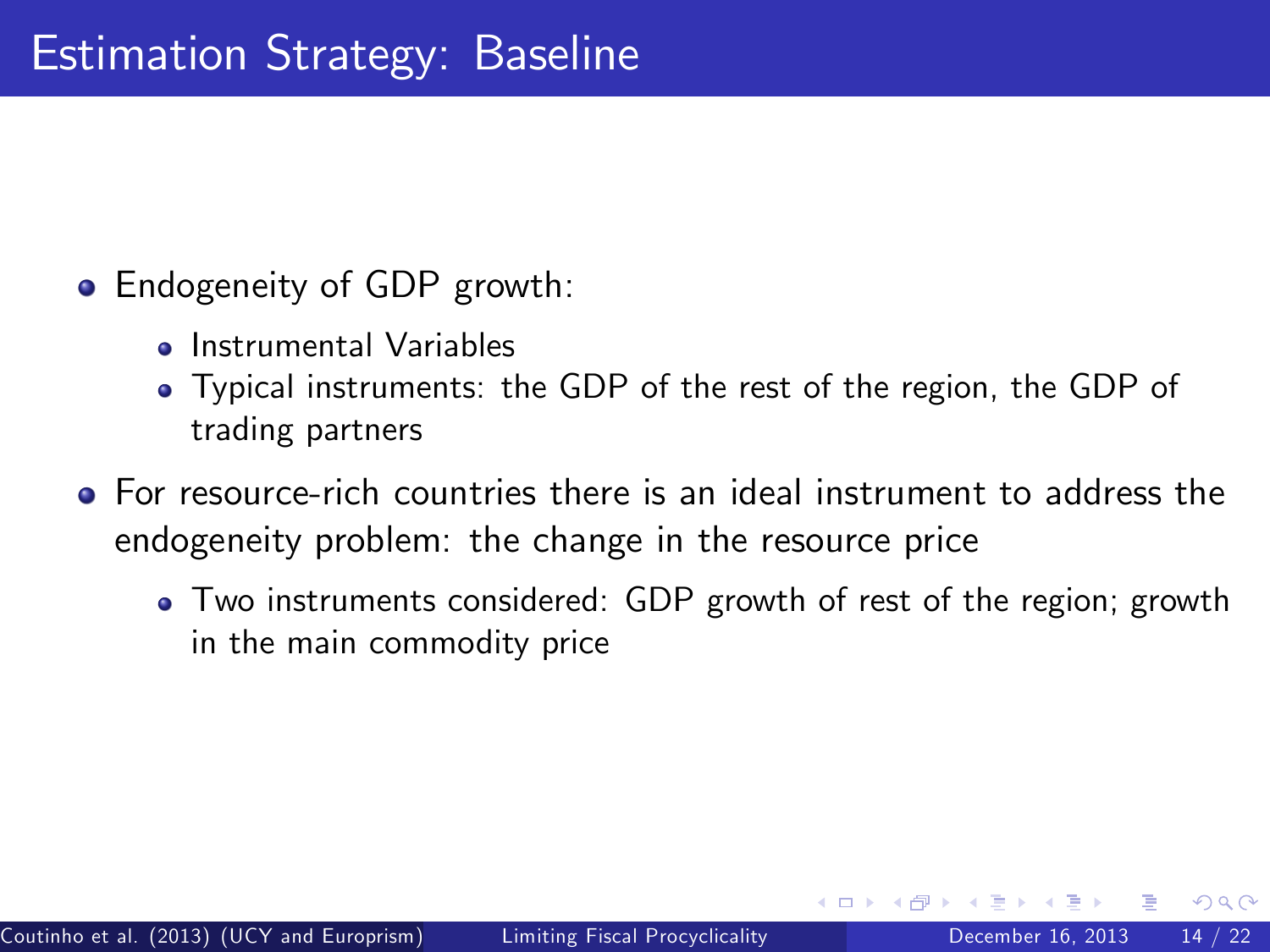# Estimation Strategy: Baseline

- Endogeneity of GDP growth:
  - Instrumental Variables
  - Typical instruments: the GDP of the rest of the region, the GDP of trading partners
- For resource-rich countries there is an ideal instrument to address the endogeneity problem: the change in the resource price
  - Two instruments considered: GDP growth of rest of the region; growth in the main commodity price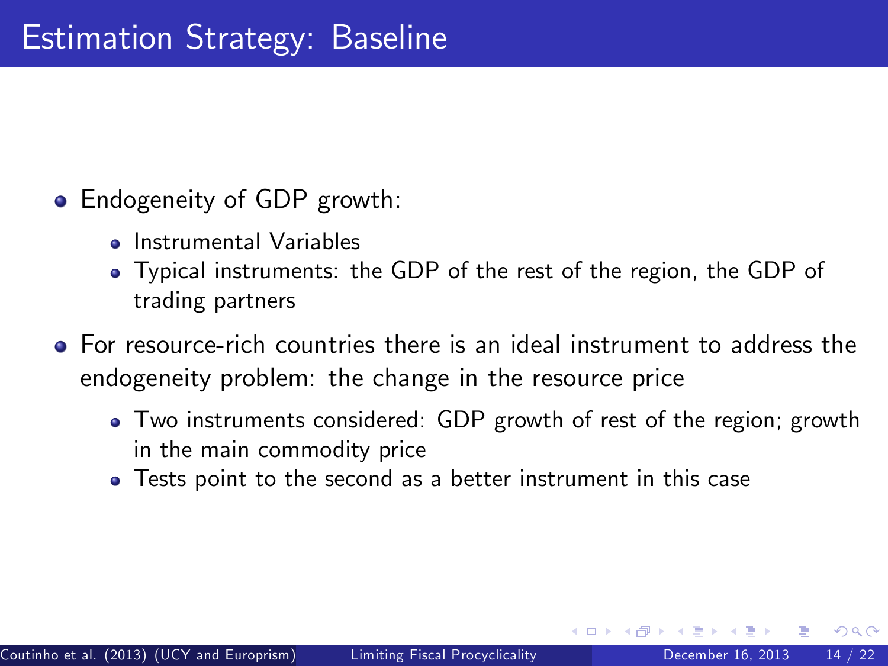# Estimation Strategy: Baseline

- Endogeneity of GDP growth:
  - Instrumental Variables
  - Typical instruments: the GDP of the rest of the region, the GDP of trading partners
- For resource-rich countries there is an ideal instrument to address the endogeneity problem: the change in the resource price
  - Two instruments considered: GDP growth of rest of the region; growth in the main commodity price
  - Tests point to the second as a better instrument in this case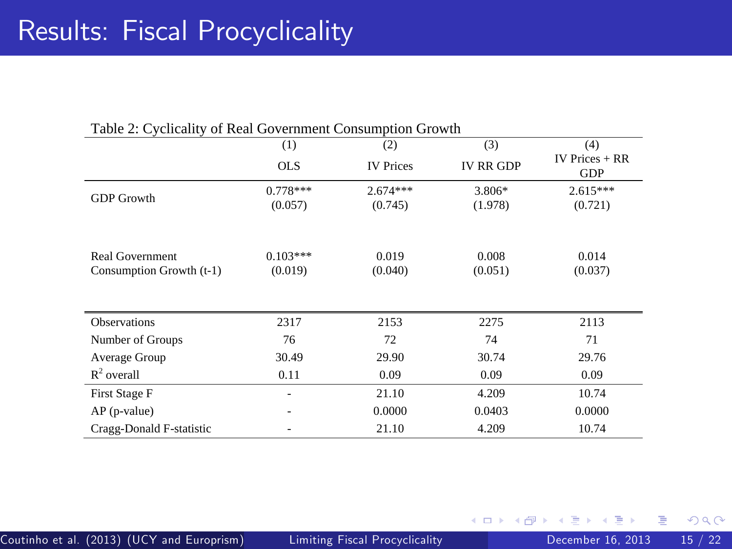# Results: Fiscal Procyclicality

Table 2: Cyclicality of Real Government Consumption Growth

| | (1) | (2) | (3) | (4) |
|---|---|---|---|---|
| | OLS | IV Prices | IV RR GDP | IV Prices + RR GDP |
| GDP Growth | 0.778*** | 2.674*** | 3.806* | 2.615*** |
| | (0.057) | (0.745) | (1.978) | (0.721) |
| Real Government Consumption Growth (t-1) | 0.103*** | 0.019 | 0.008 | 0.014 |
| | (0.019) | (0.040) | (0.051) | (0.037) |
| Observations | 2317 | 2153 | 2275 | 2113 |
| Number of Groups | 76 | 72 | 74 | 71 |
| Average Group | 30.49 | 29.90 | 30.74 | 29.76 |
| $R^2$ overall | 0.11 | 0.09 | 0.09 | 0.09 |
| First Stage F | - | 21.10 | 4.209 | 10.74 |
| AP (p-value) | - | 0.0000 | 0.0403 | 0.0000 |
| Cragg-Donald F-statistic | - | 21.10 | 4.209 | 10.74 |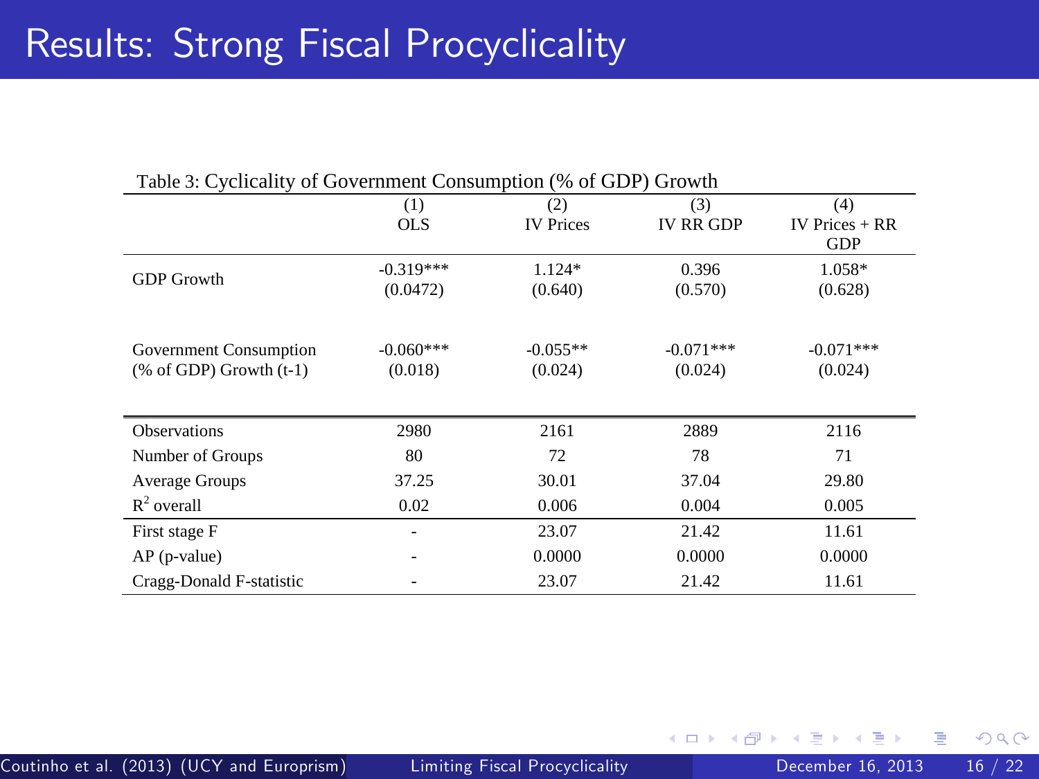# Results: Strong Fiscal Procyclicality

Table 3: Cyclicality of Government Consumption (% of GDP) Growth

| | (1) OLS | (2) IV Prices | (3) IV RR GDP | (4) IV Prices + RR GDP |
|---|---|---|---|---|
| GDP Growth | -0.319*** | 1.124* | 0.396 | 1.058* |
| | (0.0472) | (0.640) | (0.570) | (0.628) |
| Government Consumption (% of GDP) Growth (t-1) | -0.060*** | -0.055** | -0.071*** | -0.071*** |
| | (0.018) | (0.024) | (0.024) | (0.024) |
| Observations | 2980 | 2161 | 2889 | 2116 |
| Number of Groups | 80 | 72 | 78 | 71 |
| Average Groups | 37.25 | 30.01 | 37.04 | 29.80 |
| $R^2$ overall | 0.02 | 0.006 | 0.004 | 0.005 |
| First stage F | - | 23.07 | 21.42 | 11.61 |
| AP (p-value) | - | 0.0000 | 0.0000 | 0.0000 |
| Cragg-Donald F-statistic | - | 23.07 | 21.42 | 11.61 |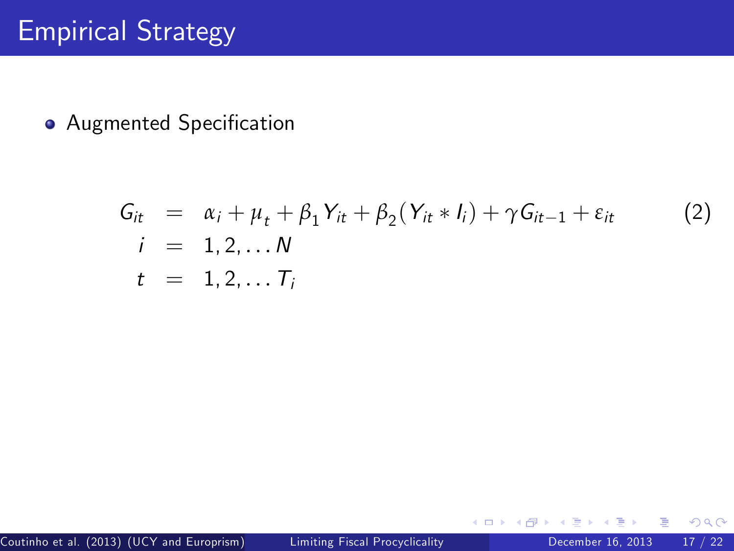# Empirical Strategy

- Augmented Specification

$$
\begin{aligned}
G_{it} &= \alpha_i + \mu_t + \beta_1 Y_{it} + \beta_2 (Y_{it} * I_i) + \gamma G_{it-1} + \varepsilon_{it} \qquad (2) \\
i &= 1, 2, \dots N \\
t &= 1, 2, \dots T_i
\end{aligned}
$$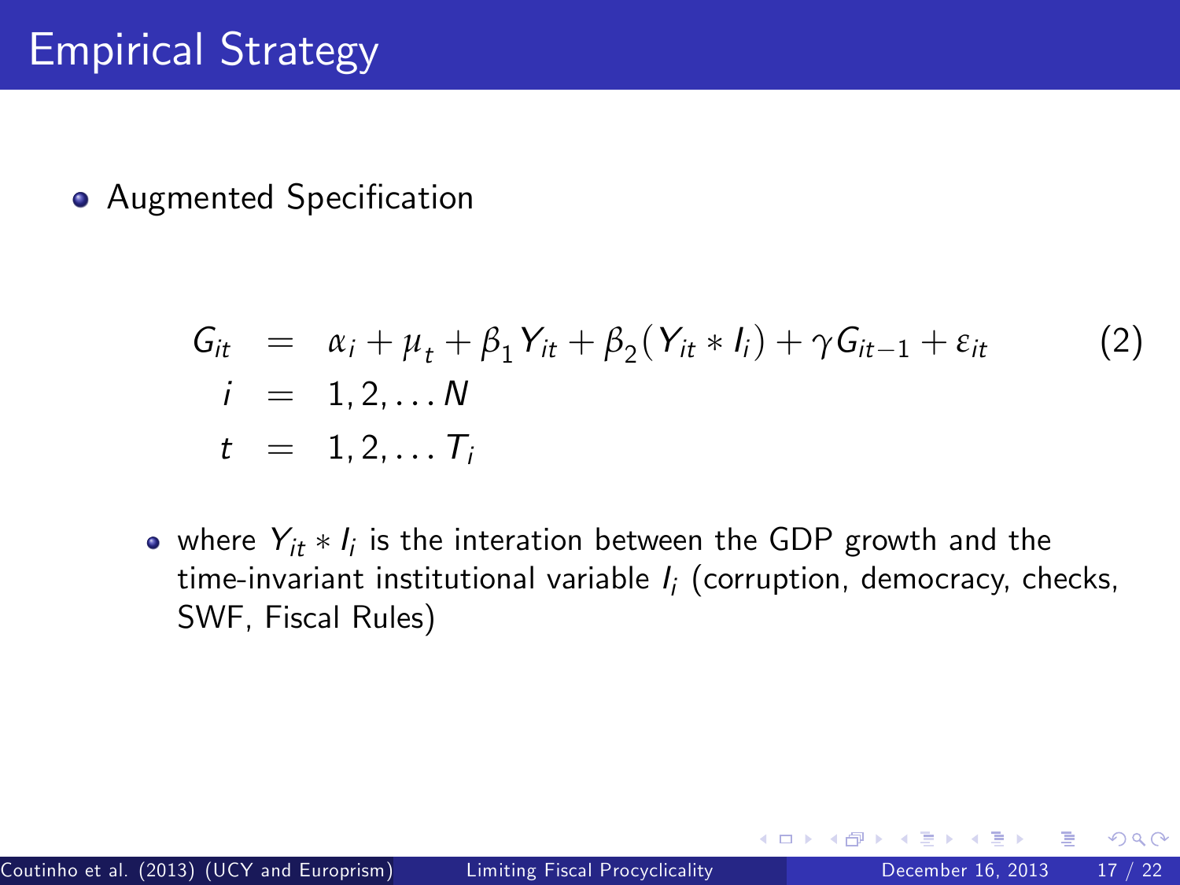# Empirical Strategy

- Augmented Specification

$$
\begin{aligned}
G_{it} &= \alpha_i + \mu_t + \beta_1 Y_{it} + \beta_2 (Y_{it} * I_i) + \gamma G_{it-1} + \varepsilon_{it} \qquad (2) \\
i &= 1, 2, \ldots N \\
t &= 1, 2, \ldots T_i
\end{aligned}
$$

  - where $Y_{it} * I_i$ is the interation between the GDP growth and the time-invariant institutional variable $I_i$ (corruption, democracy, checks, SWF, Fiscal Rules)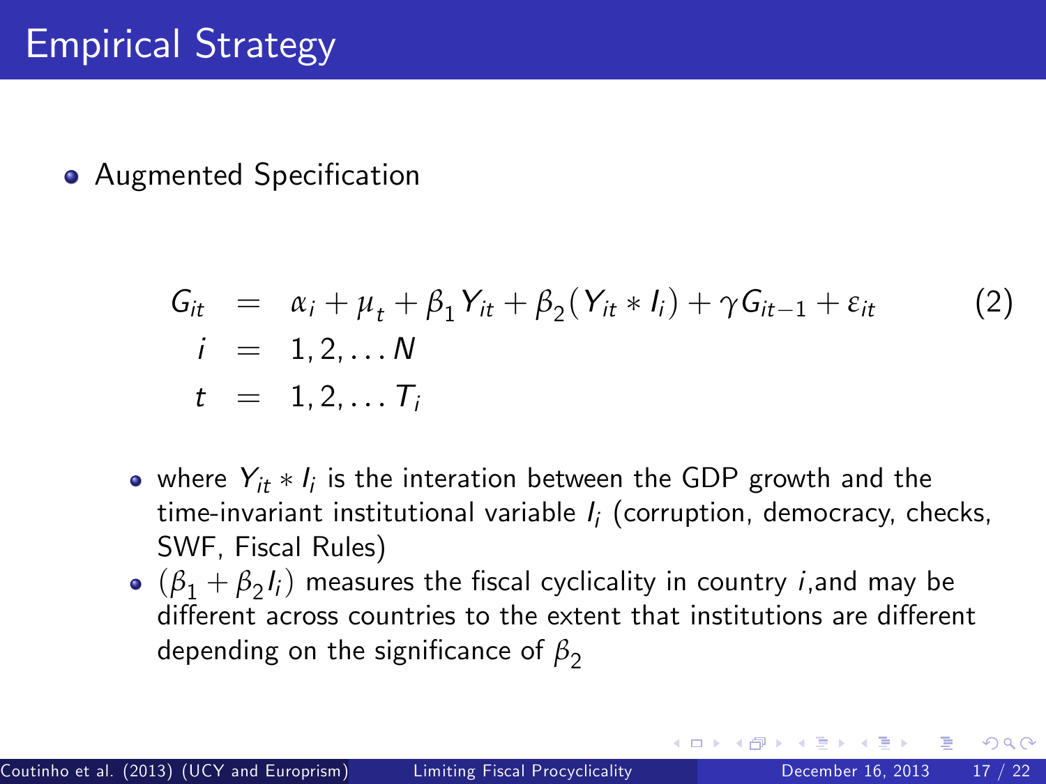# Empirical Strategy

- Augmented Specification

$$
\begin{aligned}
G_{it} &= \alpha_i + \mu_t + \beta_1 Y_{it} + \beta_2 (Y_{it} * I_i) + \gamma G_{it-1} + \varepsilon_{it} \qquad (2) \\
i &= 1, 2, \ldots N \\
t &= 1, 2, \ldots T_i
\end{aligned}
$$

- where $Y_{it} * I_i$ is the interation between the GDP growth and the time-invariant institutional variable $I_i$ (corruption, democracy, checks, SWF, Fiscal Rules)
- $(\beta_1 + \beta_2 I_i)$ measures the fiscal cyclicality in country $i$,and may be different across countries to the extent that institutions are different depending on the significance of $\beta_2$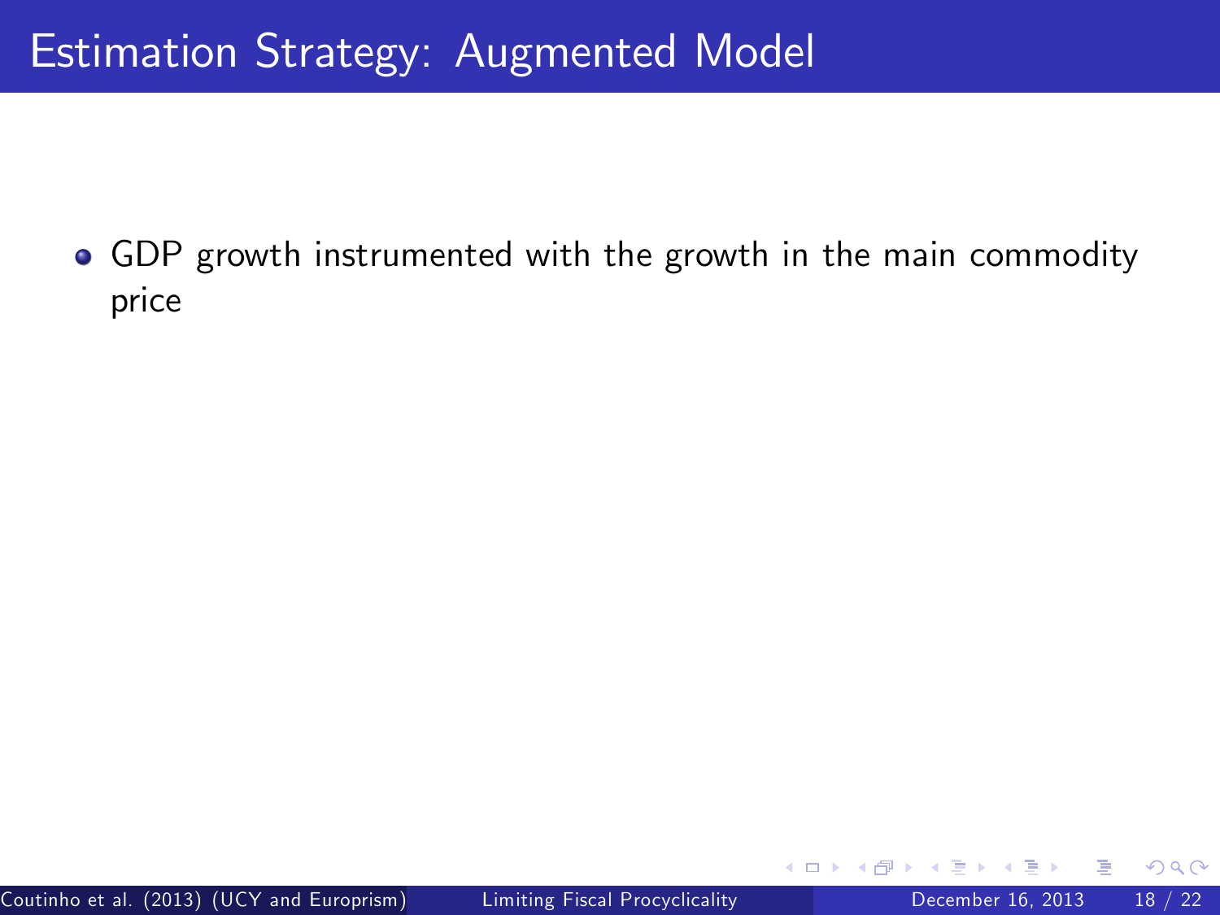# Estimation Strategy: Augmented Model

- GDP growth instrumented with the growth in the main commodity price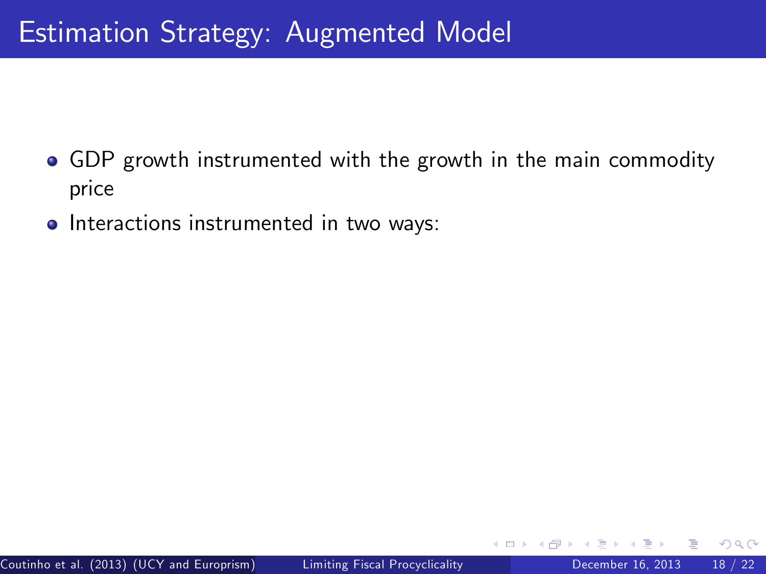# Estimation Strategy: Augmented Model

- GDP growth instrumented with the growth in the main commodity price
- Interactions instrumented in two ways: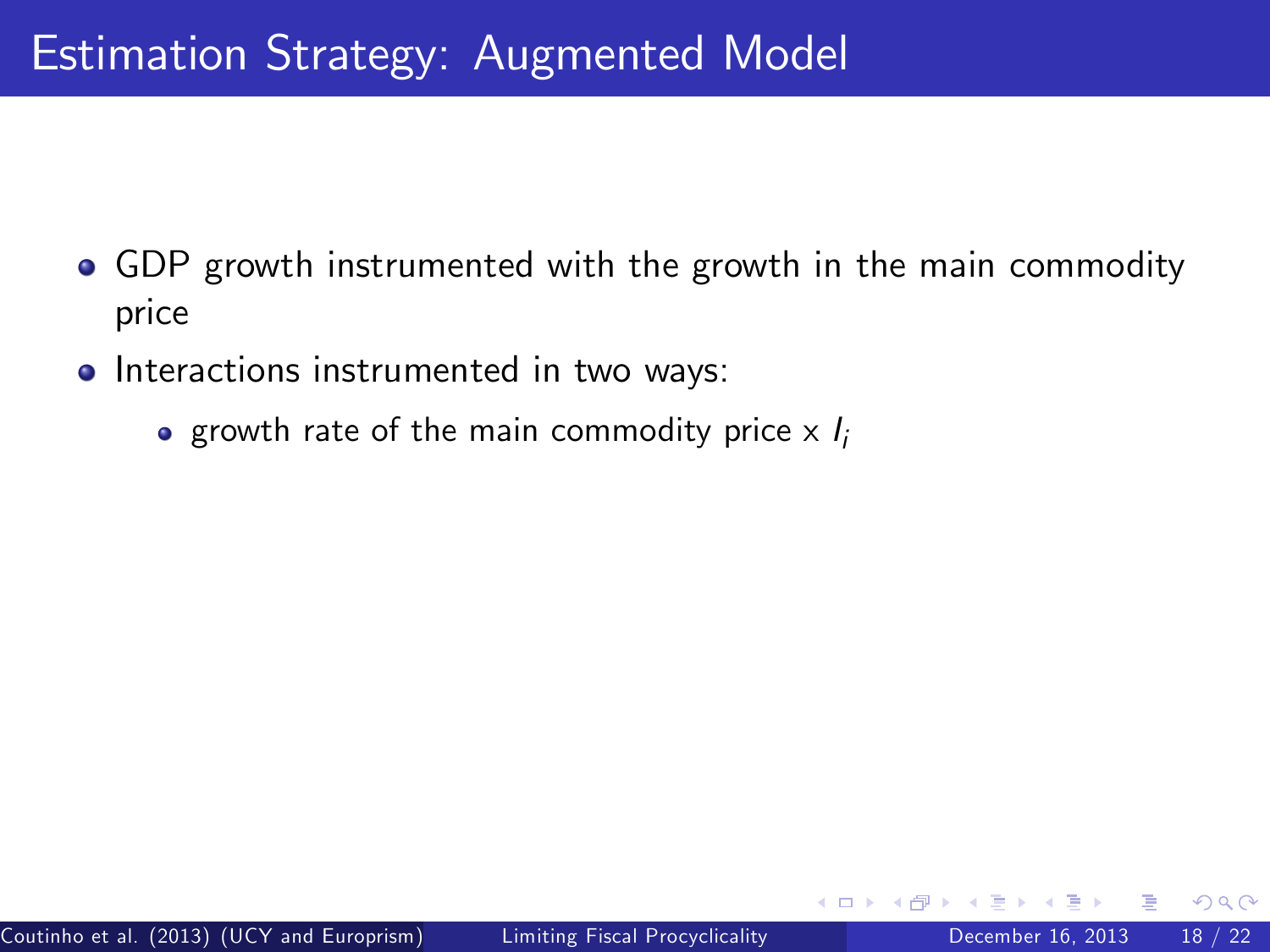# Estimation Strategy: Augmented Model

- GDP growth instrumented with the growth in the main commodity price
- Interactions instrumented in two ways:
  - growth rate of the main commodity price x $I_i$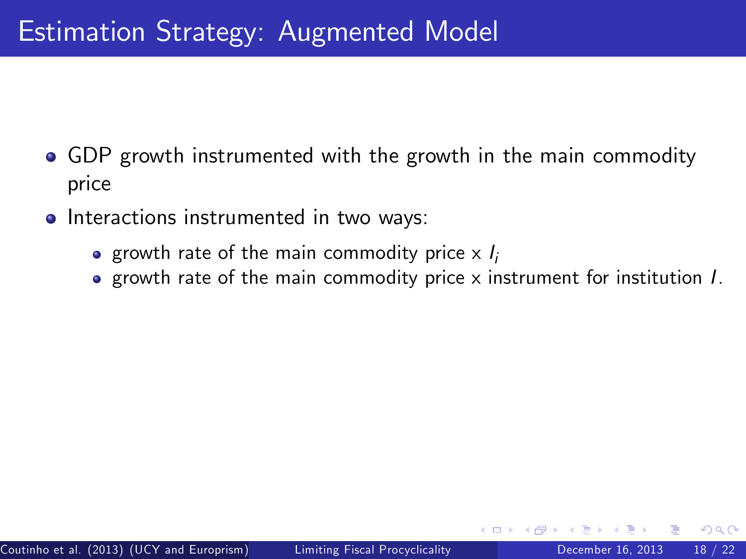# Estimation Strategy: Augmented Model

- GDP growth instrumented with the growth in the main commodity price
- Interactions instrumented in two ways:
  - growth rate of the main commodity price x $I_i$
  - growth rate of the main commodity price x instrument for institution $I$.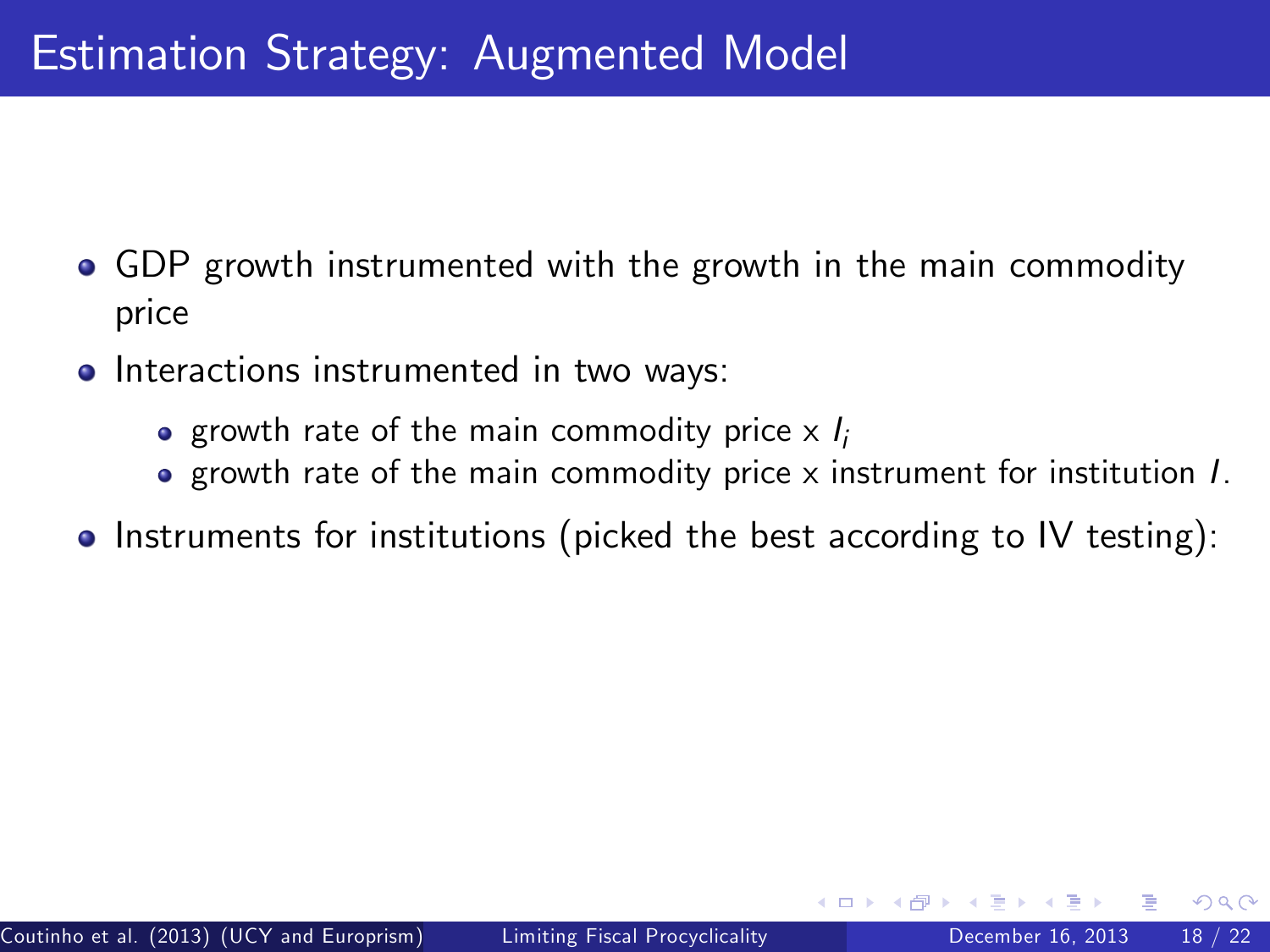# Estimation Strategy: Augmented Model

- GDP growth instrumented with the growth in the main commodity price
- Interactions instrumented in two ways:
  - growth rate of the main commodity price x $I_i$
  - growth rate of the main commodity price x instrument for institution $I$.
- Instruments for institutions (picked the best according to IV testing):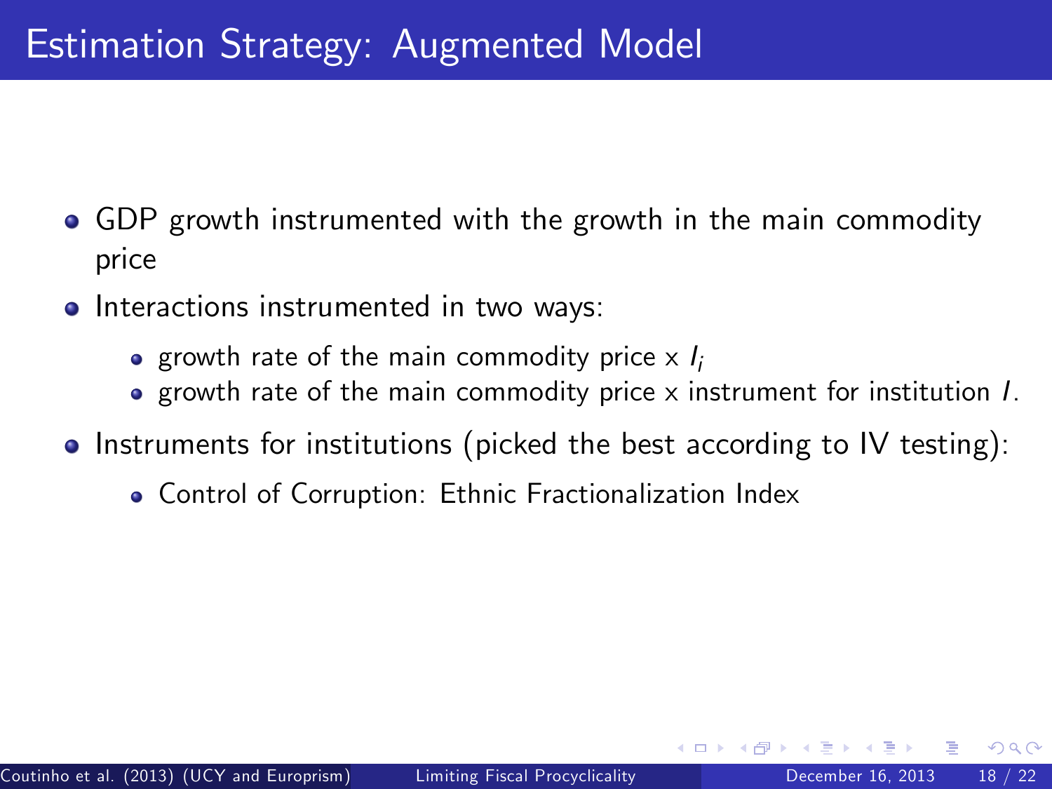# Estimation Strategy: Augmented Model

- GDP growth instrumented with the growth in the main commodity price
- Interactions instrumented in two ways:
  - growth rate of the main commodity price x $I_i$
  - growth rate of the main commodity price x instrument for institution $I$.
- Instruments for institutions (picked the best according to IV testing):
  - Control of Corruption: Ethnic Fractionalization Index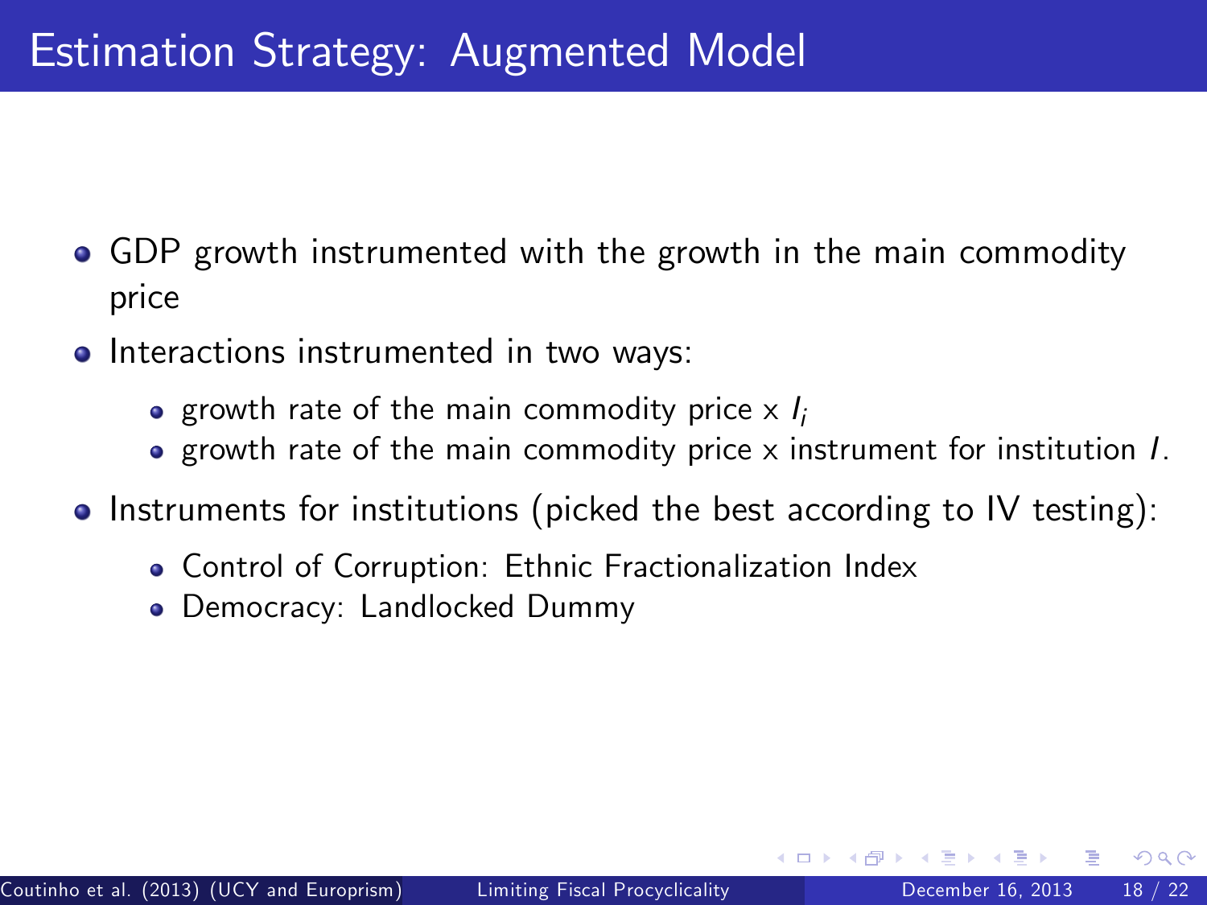# Estimation Strategy: Augmented Model

- GDP growth instrumented with the growth in the main commodity price
- Interactions instrumented in two ways:
  - growth rate of the main commodity price x $I_i$
  - growth rate of the main commodity price x instrument for institution $I$.
- Instruments for institutions (picked the best according to IV testing):
  - Control of Corruption: Ethnic Fractionalization Index
  - Democracy: Landlocked Dummy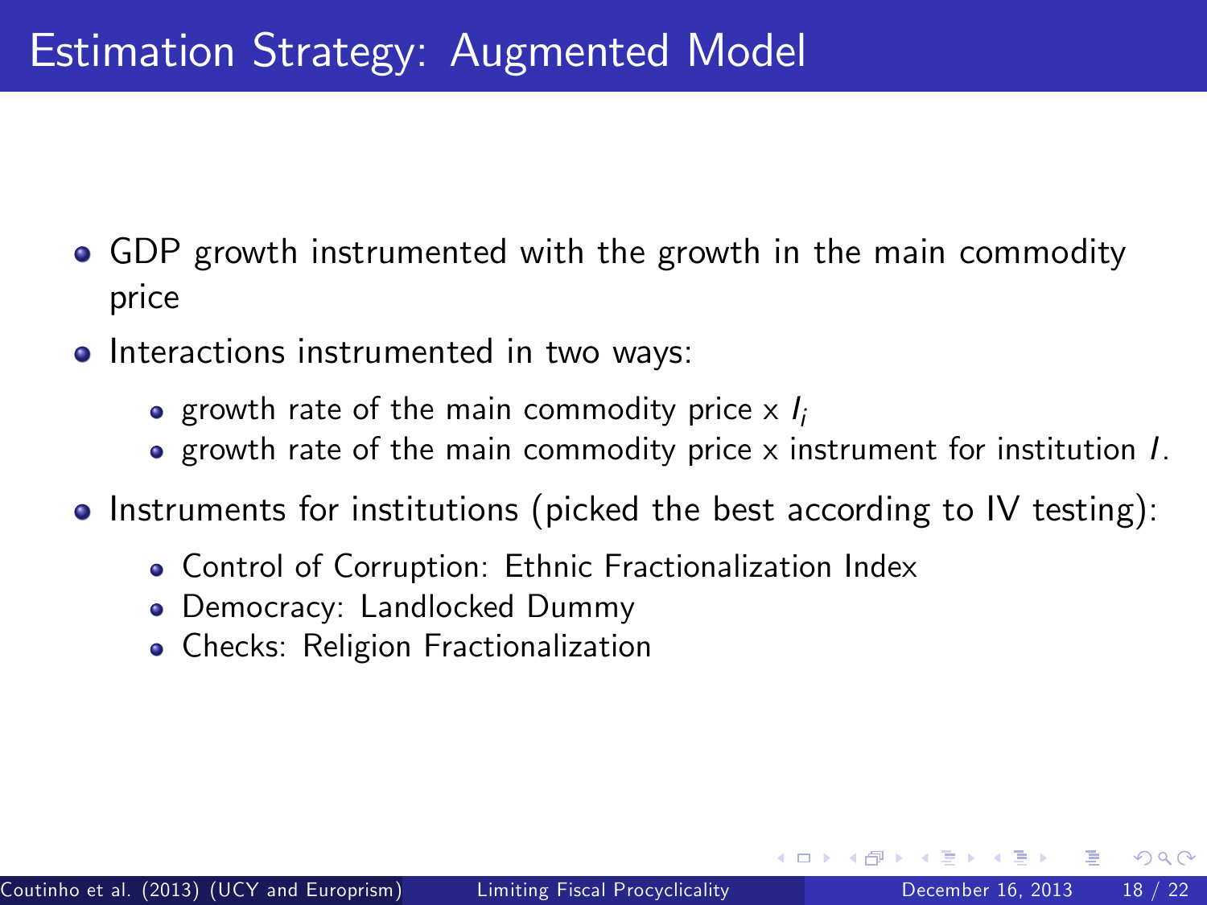# Estimation Strategy: Augmented Model

- GDP growth instrumented with the growth in the main commodity price
- Interactions instrumented in two ways:
  - growth rate of the main commodity price x $I_i$
  - growth rate of the main commodity price x instrument for institution $I$.
- Instruments for institutions (picked the best according to IV testing):
  - Control of Corruption: Ethnic Fractionalization Index
  - Democracy: Landlocked Dummy
  - Checks: Religion Fractionalization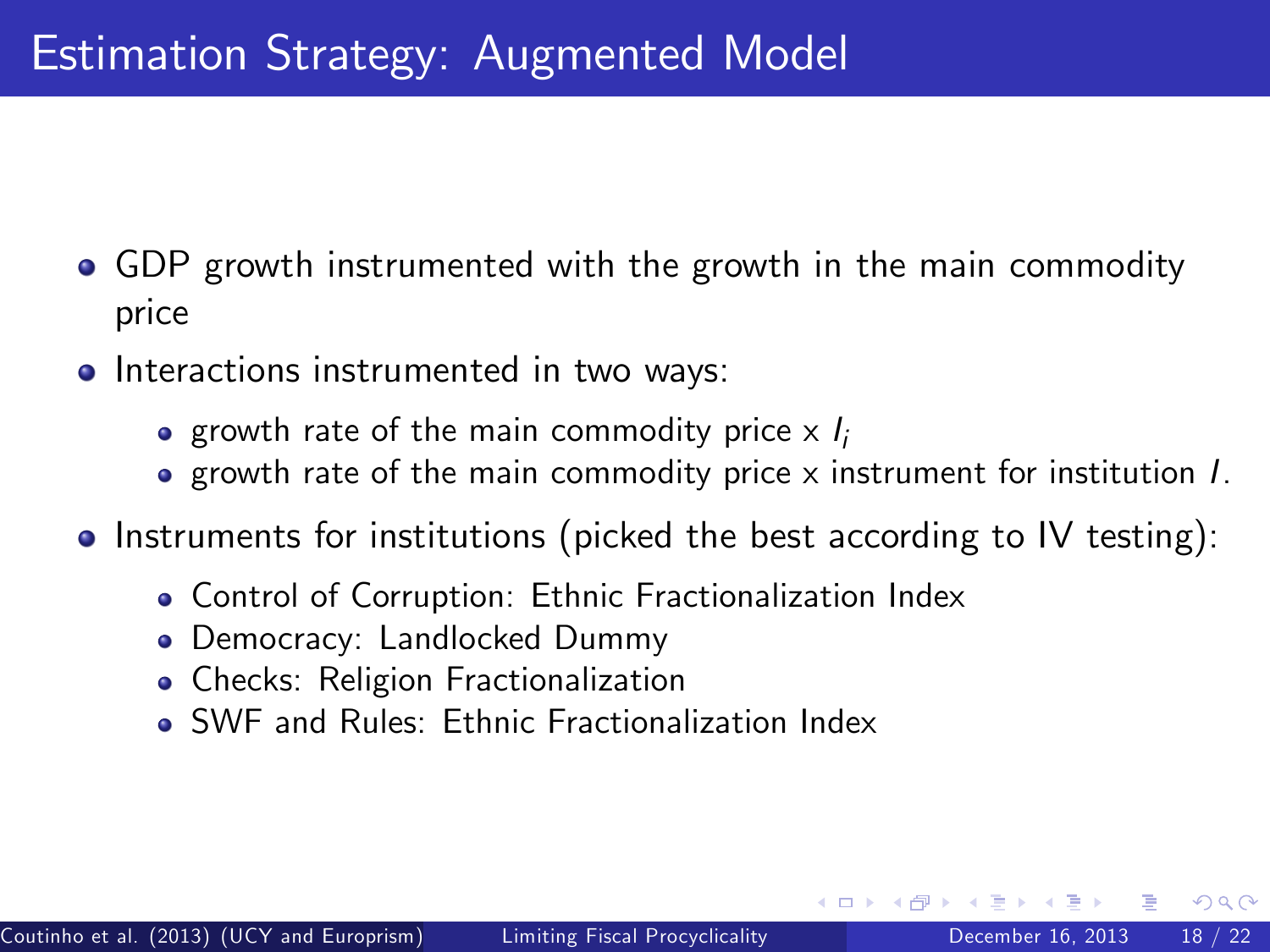# Estimation Strategy: Augmented Model

- GDP growth instrumented with the growth in the main commodity price
- Interactions instrumented in two ways:
  - growth rate of the main commodity price x $I_i$
  - growth rate of the main commodity price x instrument for institution $I$.
- Instruments for institutions (picked the best according to IV testing):
  - Control of Corruption: Ethnic Fractionalization Index
  - Democracy: Landlocked Dummy
  - Checks: Religion Fractionalization
  - SWF and Rules: Ethnic Fractionalization Index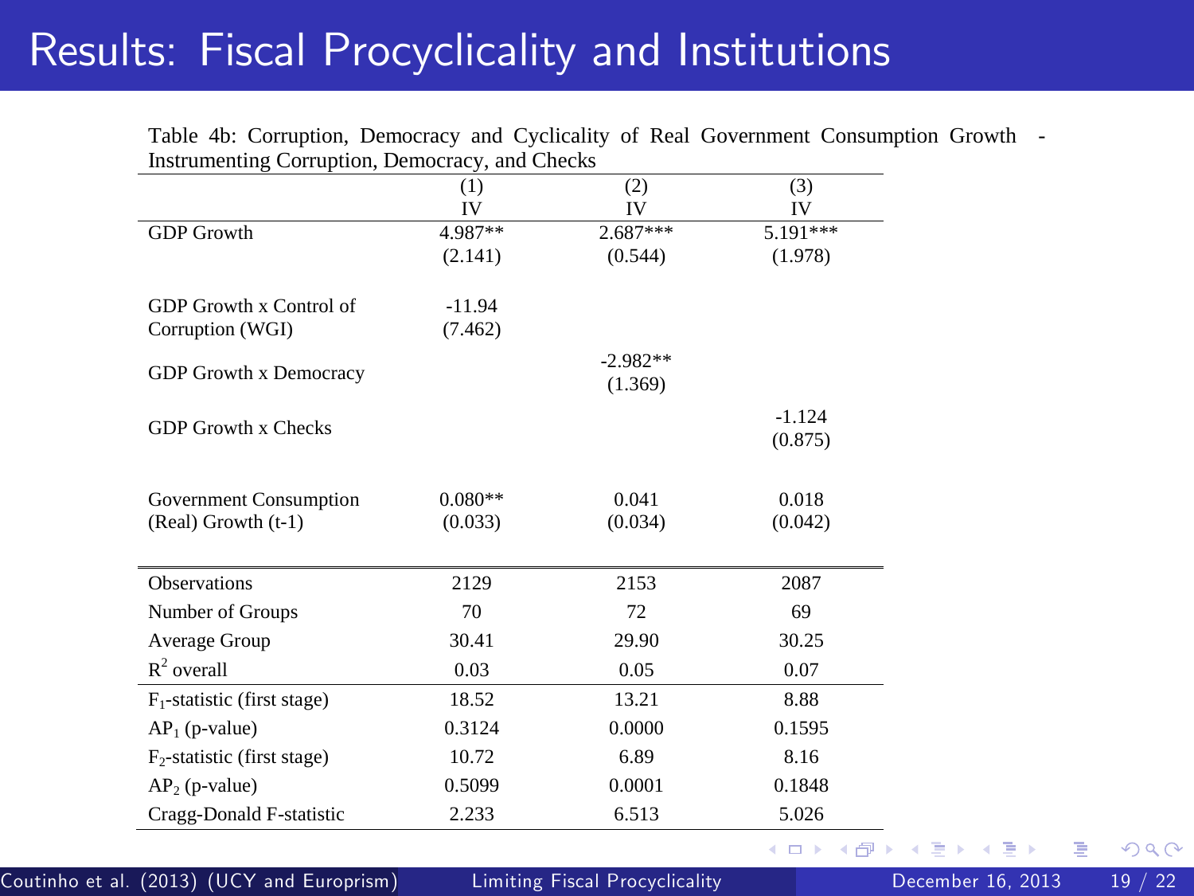# Results: Fiscal Procyclicality and Institutions

Table 4b: Corruption, Democracy and Cyclicality of Real Government Consumption Growth - Instrumenting Corruption, Democracy, and Checks

| | (1) IV | (2) IV | (3) IV |
|---|---|---|---|
| GDP Growth | 4.987** | 2.687*** | 5.191*** |
| | (2.141) | (0.544) | (1.978) |
| GDP Growth x Control of Corruption (WGI) | -11.94 | | |
| | (7.462) | | |
| GDP Growth x Democracy | | -2.982** | |
| | | (1.369) | |
| GDP Growth x Checks | | | -1.124 |
| | | | (0.875) |
| Government Consumption (Real) Growth (t-1) | 0.080** | 0.041 | 0.018 |
| | (0.033) | (0.034) | (0.042) |
| Observations | 2129 | 2153 | 2087 |
| Number of Groups | 70 | 72 | 69 |
| Average Group | 30.41 | 29.90 | 30.25 |
| $R^2$ overall | 0.03 | 0.05 | 0.07 |
| $F_1$-statistic (first stage) | 18.52 | 13.21 | 8.88 |
| $AP_1$ (p-value) | 0.3124 | 0.0000 | 0.1595 |
| $F_2$-statistic (first stage) | 10.72 | 6.89 | 8.16 |
| $AP_2$ (p-value) | 0.5099 | 0.0001 | 0.1848 |
| Cragg-Donald F-statistic | 2.233 | 6.513 | 5.026 |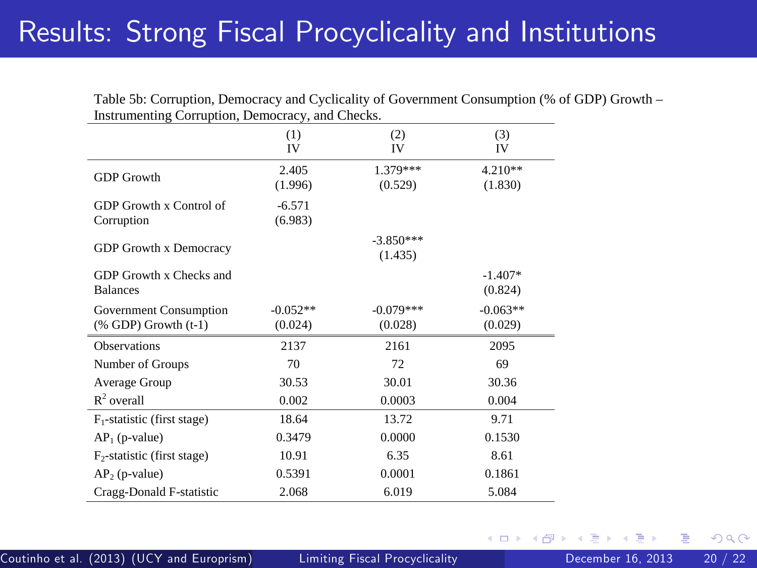# Results: Strong Fiscal Procyclicality and Institutions

Table 5b: Corruption, Democracy and Cyclicality of Government Consumption (% of GDP) Growth – Instrumenting Corruption, Democracy, and Checks.

| | (1) IV | (2) IV | (3) IV |
|---|---|---|---|
| GDP Growth | 2.405 (1.996) | 1.379*** (0.529) | 4.210** (1.830) |
| GDP Growth x Control of Corruption | -6.571 (6.983) | | |
| GDP Growth x Democracy | | -3.850*** (1.435) | |
| GDP Growth x Checks and Balances | | | -1.407* (0.824) |
| Government Consumption (% GDP) Growth (t-1) | -0.052** (0.024) | -0.079*** (0.028) | -0.063** (0.029) |
| Observations | 2137 | 2161 | 2095 |
| Number of Groups | 70 | 72 | 69 |
| Average Group | 30.53 | 30.01 | 30.36 |
| $R^2$ overall | 0.002 | 0.0003 | 0.004 |
| $F_1$-statistic (first stage) | 18.64 | 13.72 | 9.71 |
| $AP_1$ (p-value) | 0.3479 | 0.0000 | 0.1530 |
| $F_2$-statistic (first stage) | 10.91 | 6.35 | 8.61 |
| $AP_2$ (p-value) | 0.5391 | 0.0001 | 0.1861 |
| Cragg-Donald F-statistic | 2.068 | 6.019 | 5.084 |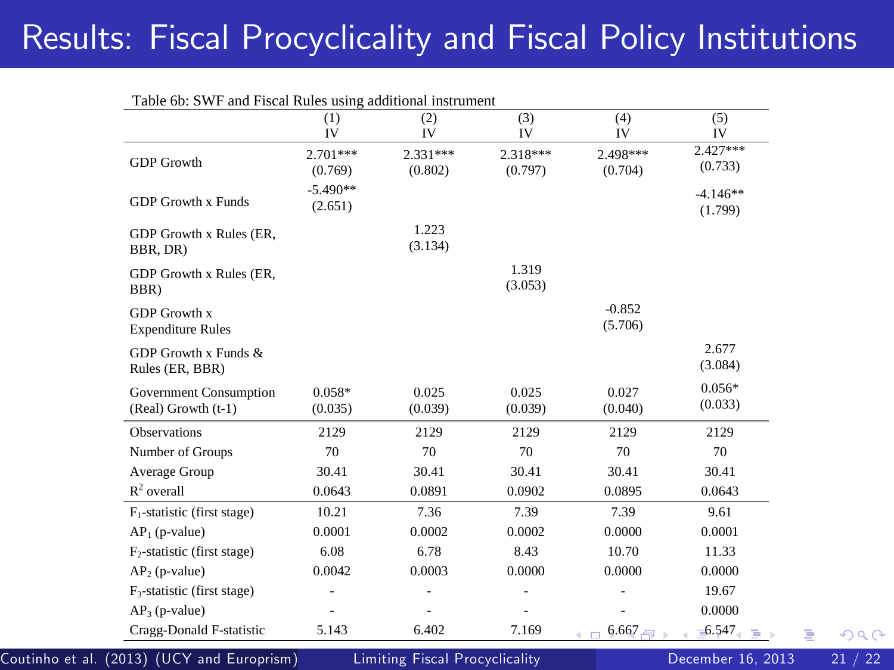# Results: Fiscal Procyclicality and Fiscal Policy Institutions

Table 6b: SWF and Fiscal Rules using additional instrument

| | (1) IV | (2) IV | (3) IV | (4) IV | (5) IV |
|---|---|---|---|---|---|
| GDP Growth | 2.701*** (0.769) | 2.331*** (0.802) | 2.318*** (0.797) | 2.498*** (0.704) | 2.427*** (0.733) |
| GDP Growth x Funds | -5.490** (2.651) | | | | -4.146** (1.799) |
| GDP Growth x Rules (ER, BBR, DR) | | 1.223 (3.134) | | | |
| GDP Growth x Rules (ER, BBR) | | | 1.319 (3.053) | | |
| GDP Growth x Expenditure Rules | | | | -0.852 (5.706) | |
| GDP Growth x Funds & Rules (ER, BBR) | | | | | 2.677 (3.084) |
| Government Consumption (Real) Growth (t-1) | 0.058* (0.035) | 0.025 (0.039) | 0.025 (0.039) | 0.027 (0.040) | 0.056* (0.033) |
| Observations | 2129 | 2129 | 2129 | 2129 | 2129 |
| Number of Groups | 70 | 70 | 70 | 70 | 70 |
| Average Group | 30.41 | 30.41 | 30.41 | 30.41 | 30.41 |
| $R^2$ overall | 0.0643 | 0.0891 | 0.0902 | 0.0895 | 0.0643 |
| $F_1$-statistic (first stage) | 10.21 | 7.36 | 7.39 | 7.39 | 9.61 |
| $AP_1$ (p-value) | 0.0001 | 0.0002 | 0.0002 | 0.0000 | 0.0001 |
| $F_2$-statistic (first stage) | 6.08 | 6.78 | 8.43 | 10.70 | 11.33 |
| $AP_2$ (p-value) | 0.0042 | 0.0003 | 0.0000 | 0.0000 | 0.0000 |
| $F_3$-statistic (first stage) | - | - | - | - | 19.67 |
| $AP_3$ (p-value) | - | - | - | - | 0.0000 |
| Cragg-Donald F-statistic | 5.143 | 6.402 | 7.169 | 6.667 | 6.547 |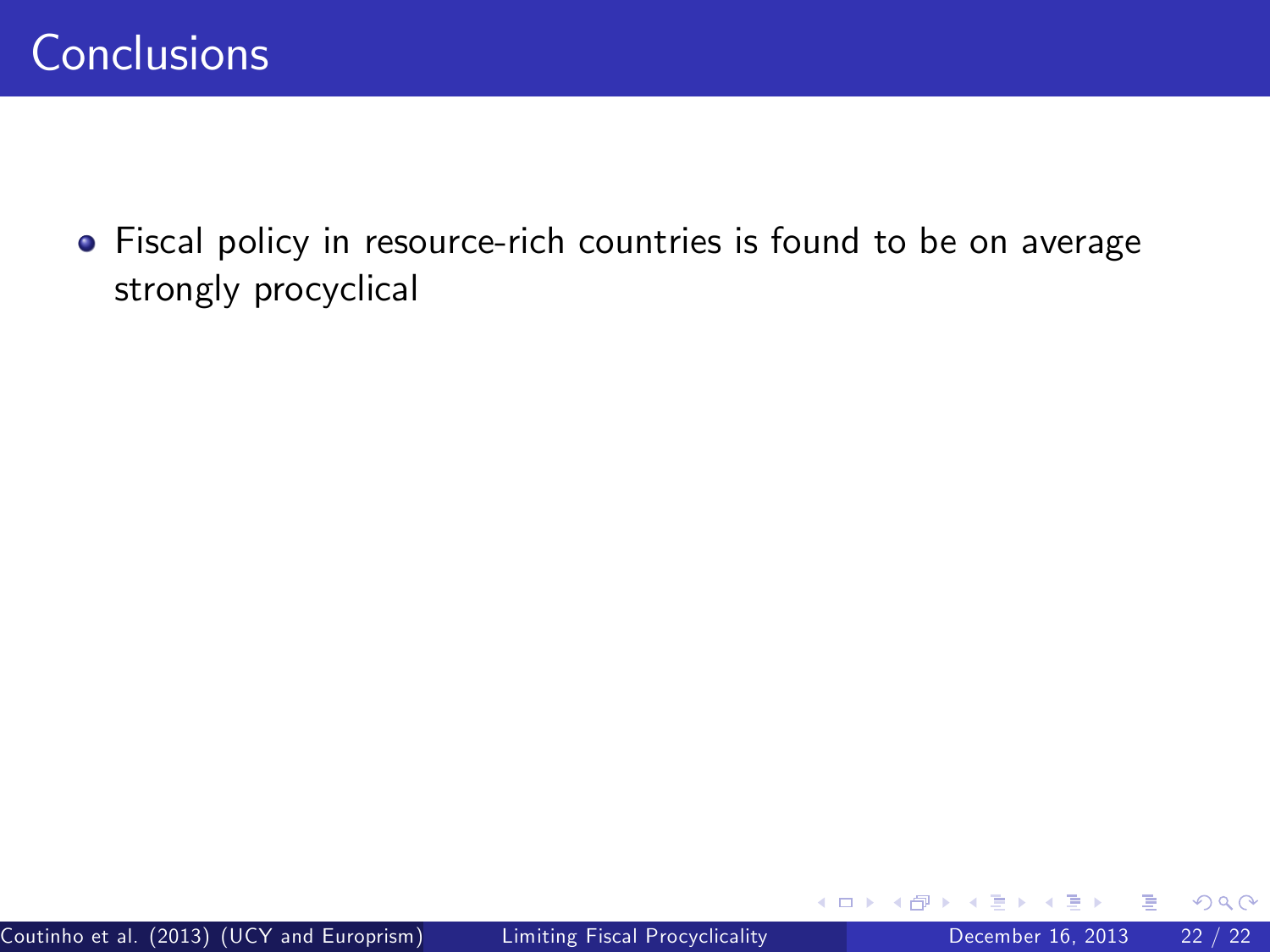# Conclusions

- Fiscal policy in resource-rich countries is found to be on average strongly procyclical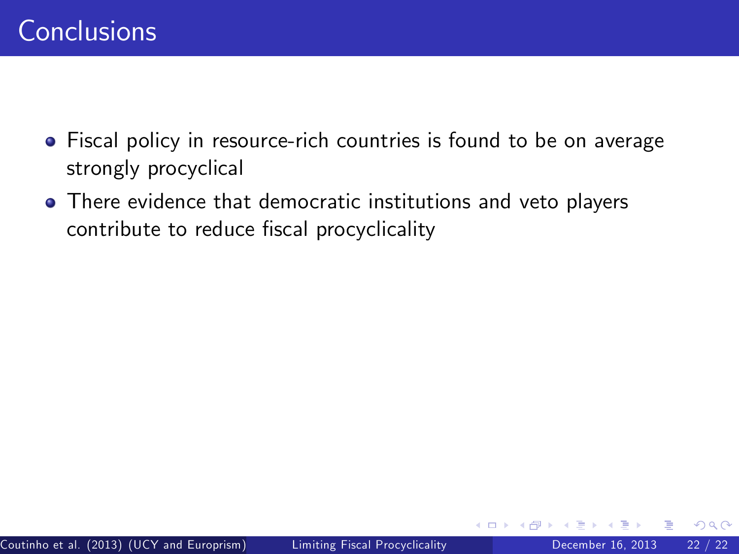# Conclusions

- Fiscal policy in resource-rich countries is found to be on average strongly procyclical
- There evidence that democratic institutions and veto players contribute to reduce fiscal procyclicality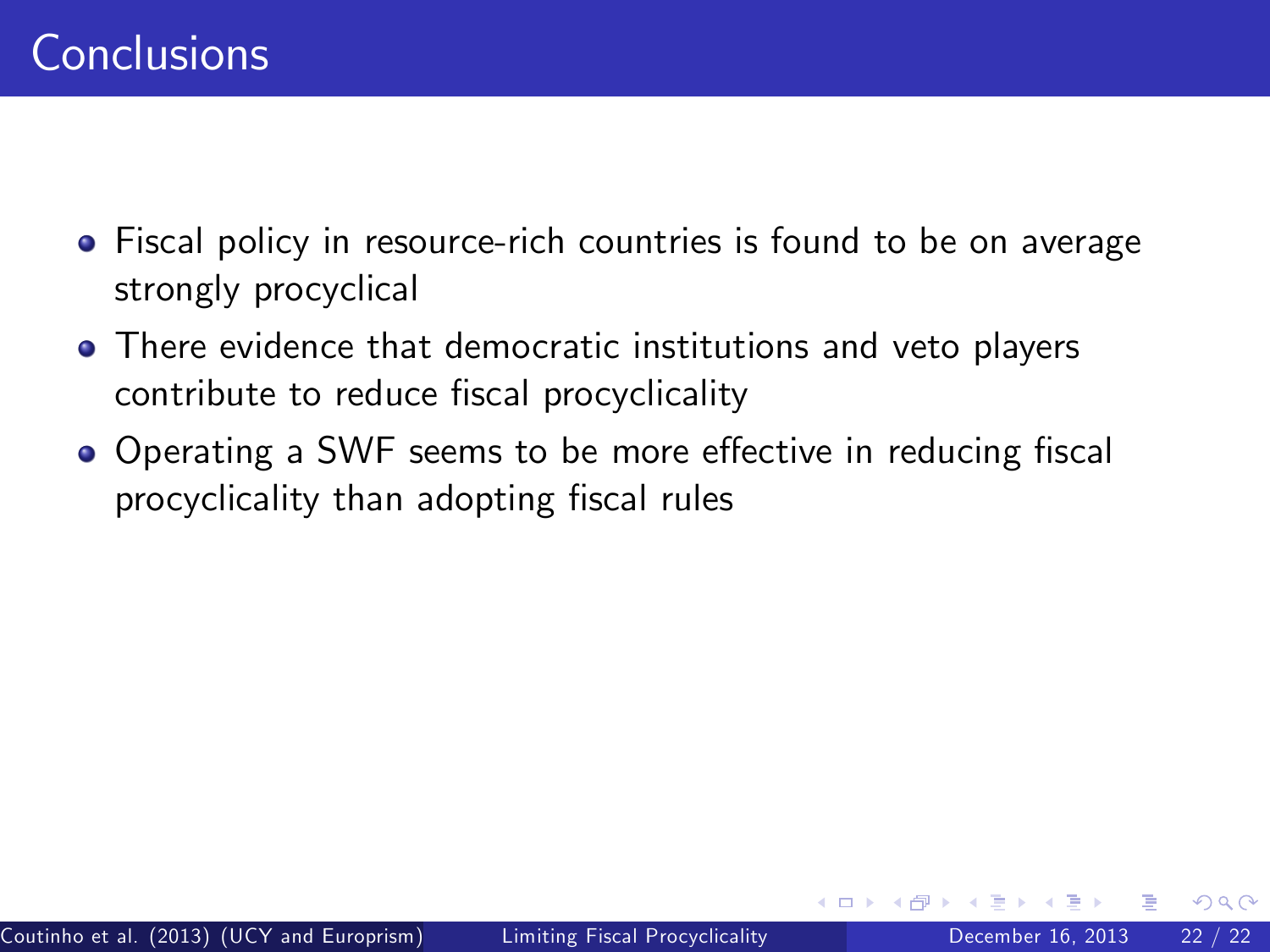# Conclusions

- Fiscal policy in resource-rich countries is found to be on average strongly procyclical
- There evidence that democratic institutions and veto players contribute to reduce fiscal procyclicality
- Operating a SWF seems to be more effective in reducing fiscal procyclicality than adopting fiscal rules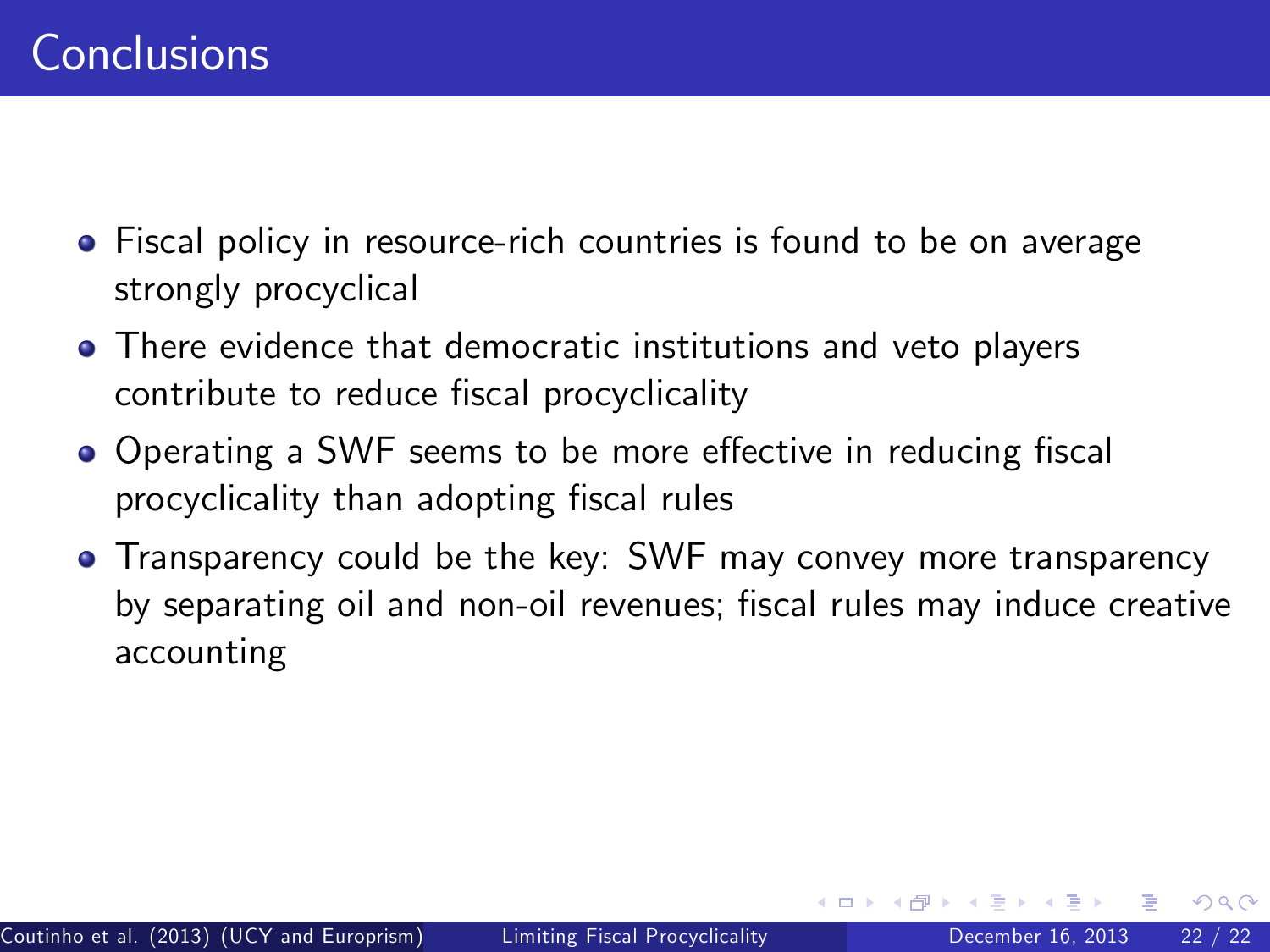# Conclusions

- Fiscal policy in resource-rich countries is found to be on average strongly procyclical
- There evidence that democratic institutions and veto players contribute to reduce fiscal procyclicality
- Operating a SWF seems to be more effective in reducing fiscal procyclicality than adopting fiscal rules
- Transparency could be the key: SWF may convey more transparency by separating oil and non-oil revenues; fiscal rules may induce creative accounting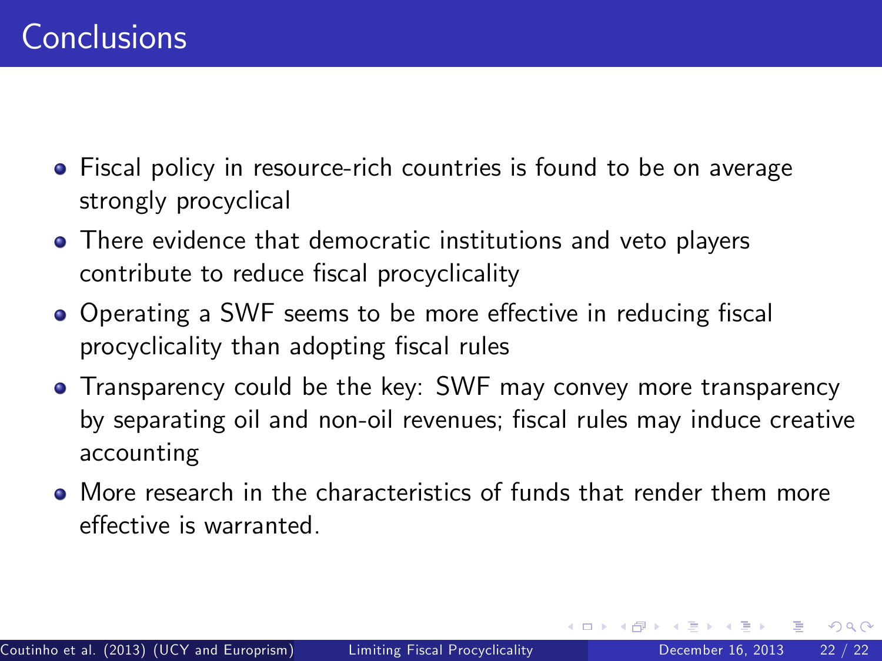# Conclusions

- Fiscal policy in resource-rich countries is found to be on average strongly procyclical
- There evidence that democratic institutions and veto players contribute to reduce fiscal procyclicality
- Operating a SWF seems to be more effective in reducing fiscal procyclicality than adopting fiscal rules
- Transparency could be the key: SWF may convey more transparency by separating oil and non-oil revenues; fiscal rules may induce creative accounting
- More research in the characteristics of funds that render them more effective is warranted.